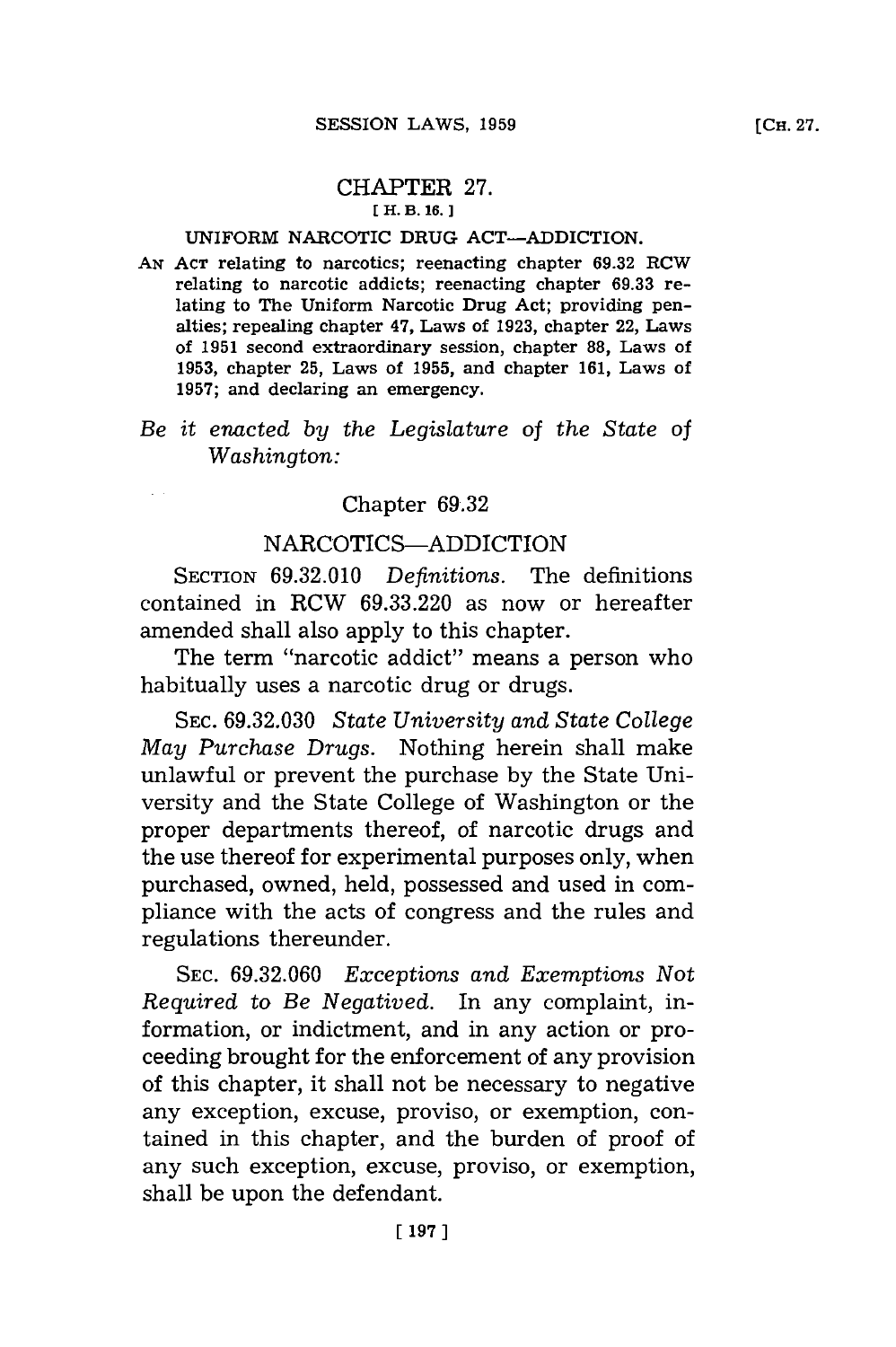# CHAPTER 27.

[ H. B. 16. ]

## UNIFORM NARCOTIC DRUG ACT—ADDICTION.

AN ACT relating to narcotics; reenacting chapter 69.32 RCW relating to narcotic addicts; reenacting chapter 69.33 relating to The Uniform Narcotic Drug Act; providing penalties; repealing chapter 47, Laws of 1923, chapter 22, Laws of 1951 second extraordinary session, chapter 88, Laws of 1953, chapter 25, Laws of 1955, and chapter 161, Laws of 1957; and declaring an emergency.

*Be it enacted by the Legislature of the State of Washington:*

## Chapter 69.32

## NARCOTICS—ADDICTION

SECTION 69.32.010 *Definitions.* The definitions contained in RCW 69.33.220 as now or hereafter amended shall also apply to this chapter.

The term "narcotic addict" means a person who habitually uses a narcotic drug or drugs.

SEC. 69.32.030 *State University and State College May Purchase Drugs.* Nothing herein shall make unlawful or prevent the purchase by the State University and the State College of Washington or the proper departments thereof, of narcotic drugs and the use thereof for experimental purposes only, when purchased, owned, held, possessed and used in compliance with the acts of congress and the rules and regulations thereunder.

SEC. 69.32.060 *Exceptions and Exemptions Not Required to Be Negatived.* In any complaint, information, or indictment, and in any action or proceeding brought for the enforcement of any provision of this chapter, it shall not be necessary to negative any exception, excuse, proviso, or exemption, contained in this chapter, and the burden of proof of any such exception, excuse, proviso, or exemption, shall be upon the defendant.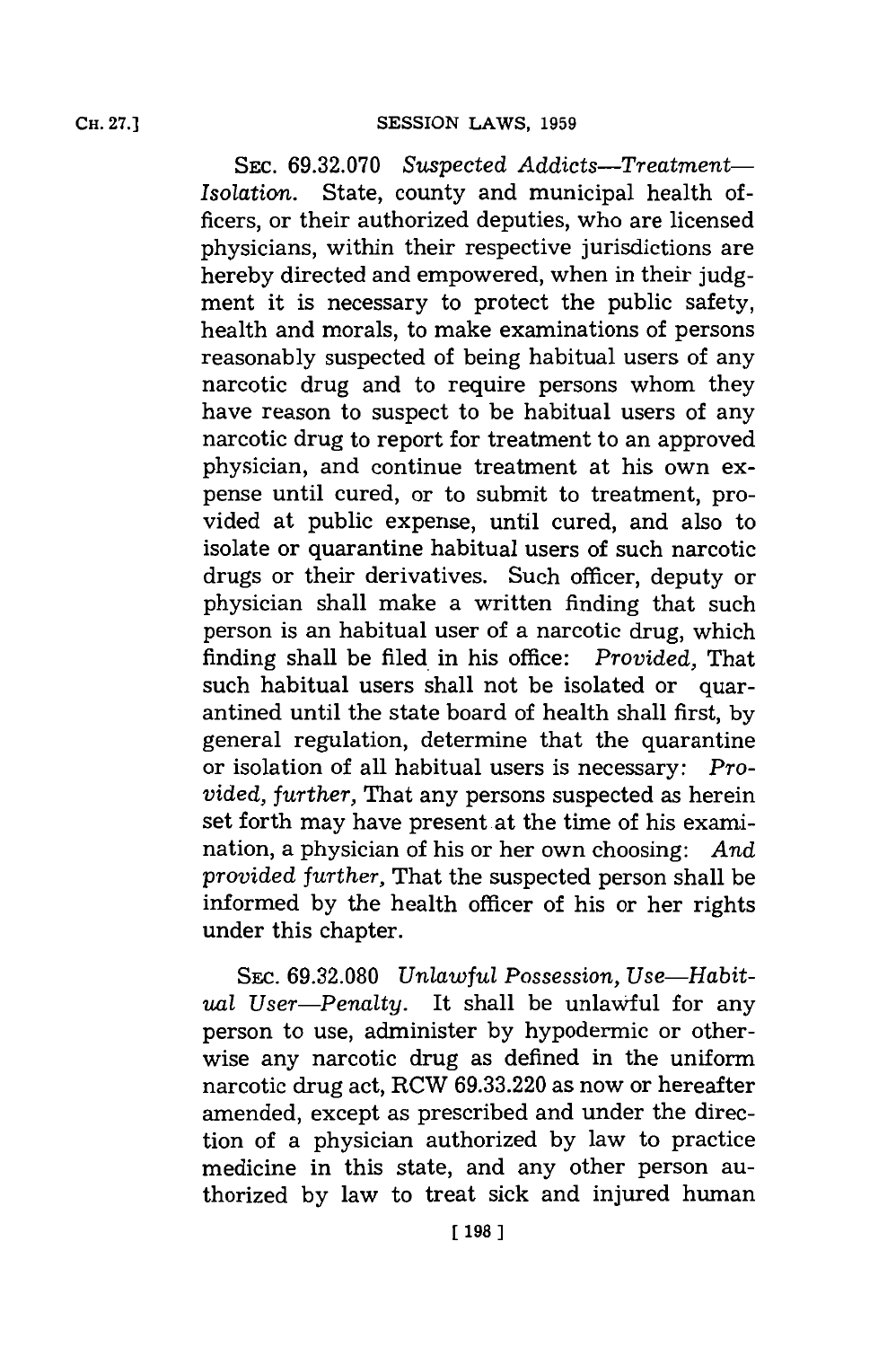SEC. 69.32.070 *Suspected Addicts—Treatment—Isolation.* State, county and municipal health officers, or their authorized deputies, who are licensed physicians, within their respective jurisdictions are hereby directed and empowered, when in their judgment it is necessary to protect the public safety, health and morals, to make examinations of persons reasonably suspected of being habitual users of any narcotic drug and to require persons whom they have reason to suspect to be habitual users of any narcotic drug to report for treatment to an approved physician, and continue treatment at his own expense until cured, or to submit to treatment, provided at public expense, until cured, and also to isolate or quarantine habitual users of such narcotic drugs or their derivatives. Such officer, deputy or physician shall make a written finding that such person is an habitual user of a narcotic drug, which finding shall be filed in his office: *Provided,* That such habitual users shall not be isolated or quarantined until the state board of health shall first, by general regulation, determine that the quarantine or isolation of all habitual users is necessary: *Provided, further,* That any persons suspected as herein set forth may have present at the time of his examination, a physician of his or her own choosing: *And provided further,* That the suspected person shall be informed by the health officer of his or her rights under this chapter.

SEC. 69.32.080 *Unlawful Possession, Use—Habitual User—Penalty.* It shall be unlawful for any person to use, administer by hypodermic or otherwise any narcotic drug as defined in the uniform narcotic drug act, RCW 69.33.220 as now or hereafter amended, except as prescribed and under the direction of a physician authorized by law to practice medicine in this state, and any other person authorized by law to treat sick and injured human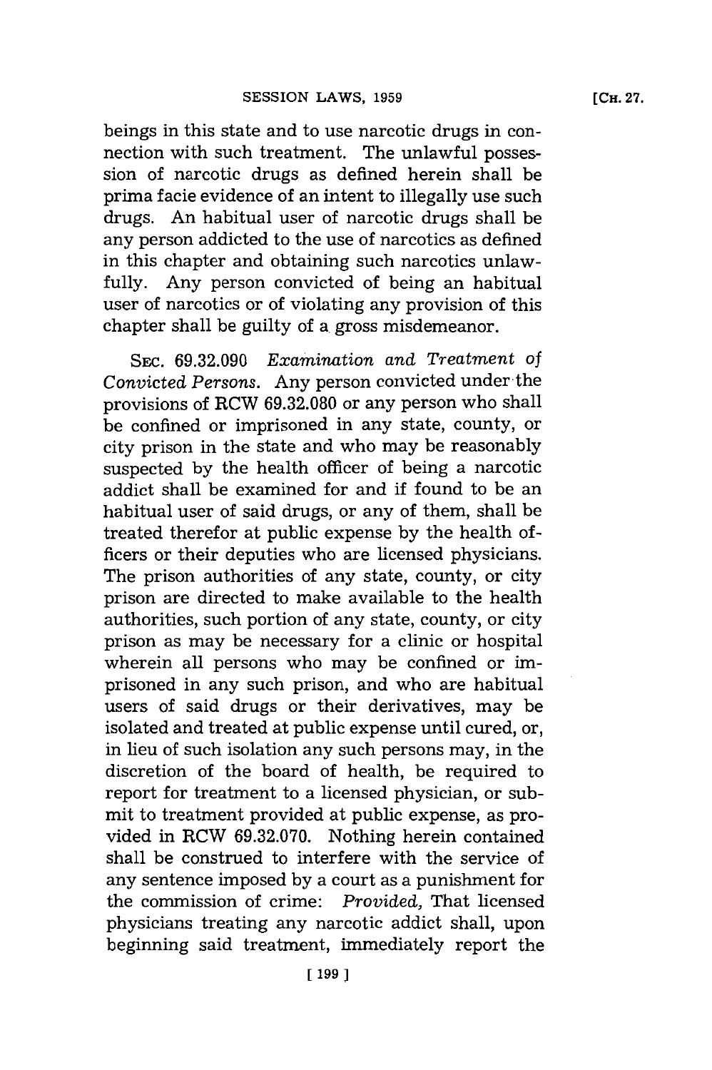beings in this state and to use narcotic drugs in connection with such treatment. The unlawful possession of narcotic drugs as defined herein shall be prima facie evidence of an intent to illegally use such drugs. An habitual user of narcotic drugs shall be any person addicted to the use of narcotics as defined in this chapter and obtaining such narcotics unlawfully. Any person convicted of being an habitual user of narcotics or of violating any provision of this chapter shall be guilty of a gross misdemeanor.

SEC. 69.32.090 *Examination and Treatment of Convicted Persons.* Any person convicted under the provisions of RCW 69.32.080 or any person who shall be confined or imprisoned in any state, county, or city prison in the state and who may be reasonably suspected by the health officer of being a narcotic addict shall be examined for and if found to be an habitual user of said drugs, or any of them, shall be treated therefor at public expense by the health officers or their deputies who are licensed physicians. The prison authorities of any state, county, or city prison are directed to make available to the health authorities, such portion of any state, county, or city prison as may be necessary for a clinic or hospital wherein all persons who may be confined or imprisoned in any such prison, and who are habitual users of said drugs or their derivatives, may be isolated and treated at public expense until cured, or, in lieu of such isolation any such persons may, in the discretion of the board of health, be required to report for treatment to a licensed physician, or submit to treatment provided at public expense, as provided in RCW 69.32.070. Nothing herein contained shall be construed to interfere with the service of any sentence imposed by a court as a punishment for the commission of crime: *Provided,* That licensed physicians treating any narcotic addict shall, upon beginning said treatment, immediately report the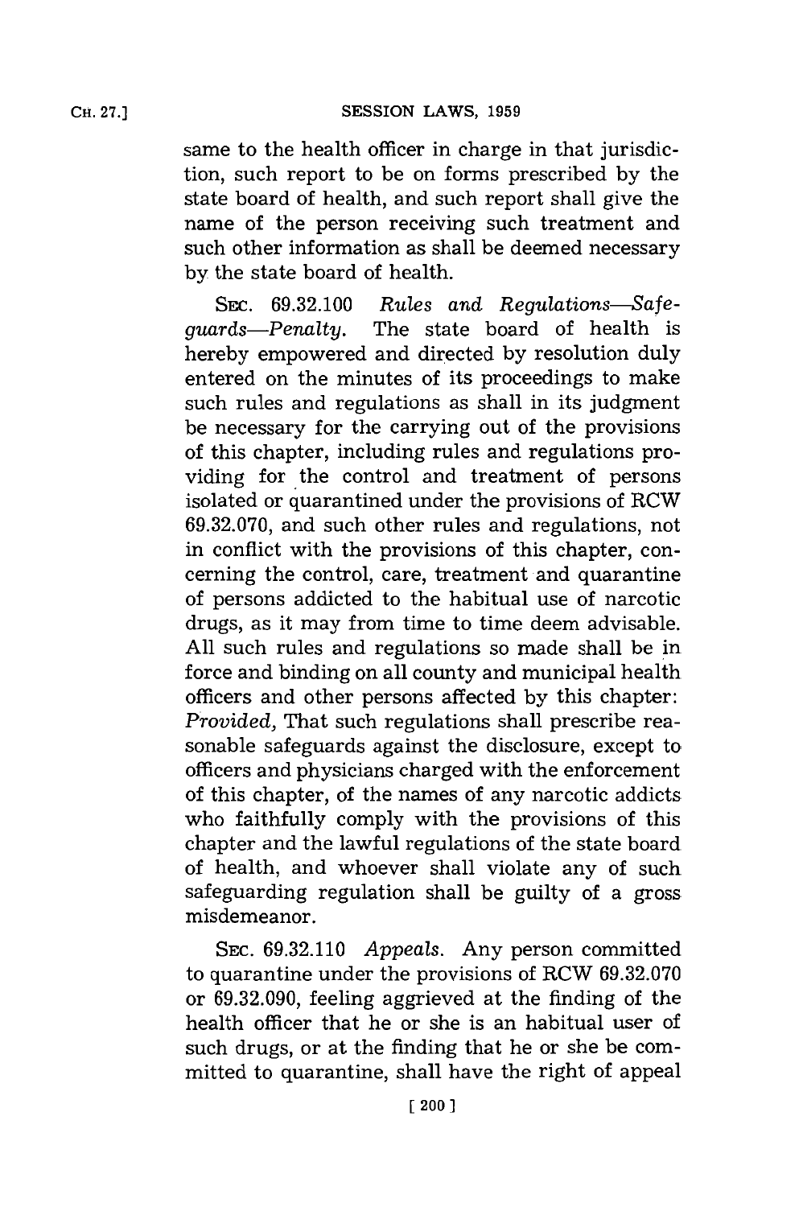same to the health officer in charge in that jurisdiction, such report to be on forms prescribed by the state board of health, and such report shall give the name of the person receiving such treatment and such other information as shall be deemed necessary by the state board of health.

SEC. 69.32.100 *Rules and Regulations—Safeguards—Penalty.* The state board of health is hereby empowered and directed by resolution duly entered on the minutes of its proceedings to make such rules and regulations as shall in its judgment be necessary for the carrying out of the provisions of this chapter, including rules and regulations providing for the control and treatment of persons isolated or quarantined under the provisions of RCW 69.32.070, and such other rules and regulations, not in conflict with the provisions of this chapter, concerning the control, care, treatment and quarantine of persons addicted to the habitual use of narcotic drugs, as it may from time to time deem advisable. All such rules and regulations so made shall be in force and binding on all county and municipal health officers and other persons affected by this chapter: *Provided,* That such regulations shall prescribe reasonable safeguards against the disclosure, except to officers and physicians charged with the enforcement of this chapter, of the names of any narcotic addicts who faithfully comply with the provisions of this chapter and the lawful regulations of the state board of health, and whoever shall violate any of such safeguarding regulation shall be guilty of a gross misdemeanor.

SEC. 69.32.110 *Appeals.* Any person committed to quarantine under the provisions of RCW 69.32.070 or 69.32.090, feeling aggrieved at the finding of the health officer that he or she is an habitual user of such drugs, or at the finding that he or she be committed to quarantine, shall have the right of appeal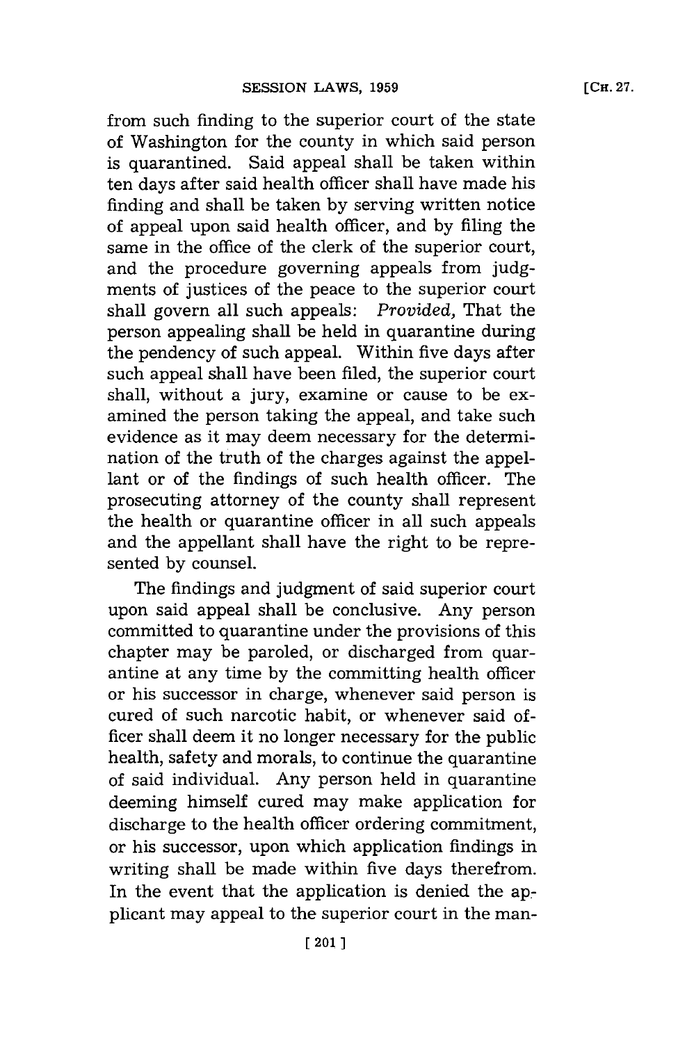from such finding to the superior court of the state of Washington for the county in which said person is quarantined. Said appeal shall be taken within ten days after said health officer shall have made his finding and shall be taken by serving written notice of appeal upon said health officer, and by filing the same in the office of the clerk of the superior court, and the procedure governing appeals from judgments of justices of the peace to the superior court shall govern all such appeals: *Provided,* That the person appealing shall be held in quarantine during the pendency of such appeal. Within five days after such appeal shall have been filed, the superior court shall, without a jury, examine or cause to be examined the person taking the appeal, and take such evidence as it may deem necessary for the determination of the truth of the charges against the appellant or of the findings of such health officer. The prosecuting attorney of the county shall represent the health or quarantine officer in all such appeals and the appellant shall have the right to be represented by counsel.

The findings and judgment of said superior court upon said appeal shall be conclusive. Any person committed to quarantine under the provisions of this chapter may be paroled, or discharged from quarantine at any time by the committing health officer or his successor in charge, whenever said person is cured of such narcotic habit, or whenever said officer shall deem it no longer necessary for the public health, safety and morals, to continue the quarantine of said individual. Any person held in quarantine deeming himself cured may make application for discharge to the health officer ordering commitment, or his successor, upon which application findings in writing shall be made within five days therefrom. In the event that the application is denied the applicant may appeal to the superior court in the man-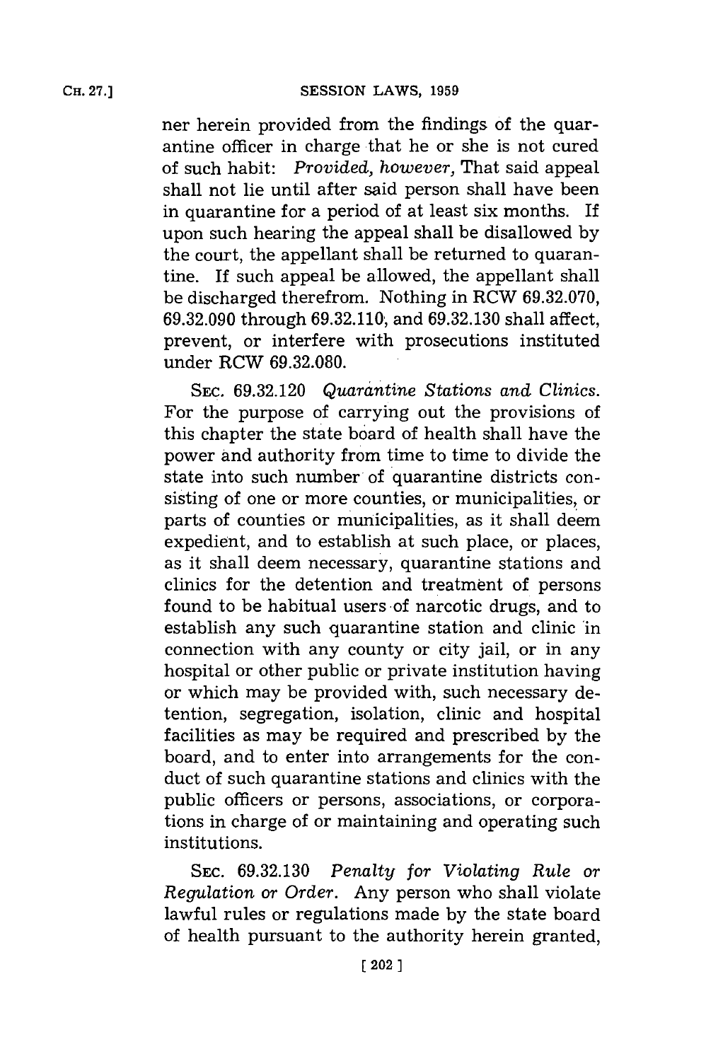ner herein provided from the findings of the quarantine officer in charge that he or she is not cured of such habit: *Provided, however,* That said appeal shall not lie until after said person shall have been in quarantine for a period of at least six months. If upon such hearing the appeal shall be disallowed by the court, the appellant shall be returned to quarantine. If such appeal be allowed, the appellant shall be discharged therefrom. Nothing in RCW 69.32.070, 69.32.090 through 69.32.110, and 69.32.130 shall affect, prevent, or interfere with prosecutions instituted under RCW 69.32.080.

SEC. 69.32.120 *Quarantine Stations and Clinics.* For the purpose of carrying out the provisions of this chapter the state board of health shall have the power and authority from time to time to divide the state into such number of quarantine districts consisting of one or more counties, or municipalities, or parts of counties or municipalities, as it shall deem expedient, and to establish at such place, or places, as it shall deem necessary, quarantine stations and clinics for the detention and treatment of persons found to be habitual users of narcotic drugs, and to establish any such quarantine station and clinic in connection with any county or city jail, or in any hospital or other public or private institution having or which may be provided with, such necessary detention, segregation, isolation, clinic and hospital facilities as may be required and prescribed by the board, and to enter into arrangements for the conduct of such quarantine stations and clinics with the public officers or persons, associations, or corporations in charge of or maintaining and operating such institutions.

SEC. 69.32.130 *Penalty for Violating Rule or Regulation or Order.* Any person who shall violate lawful rules or regulations made by the state board of health pursuant to the authority herein granted,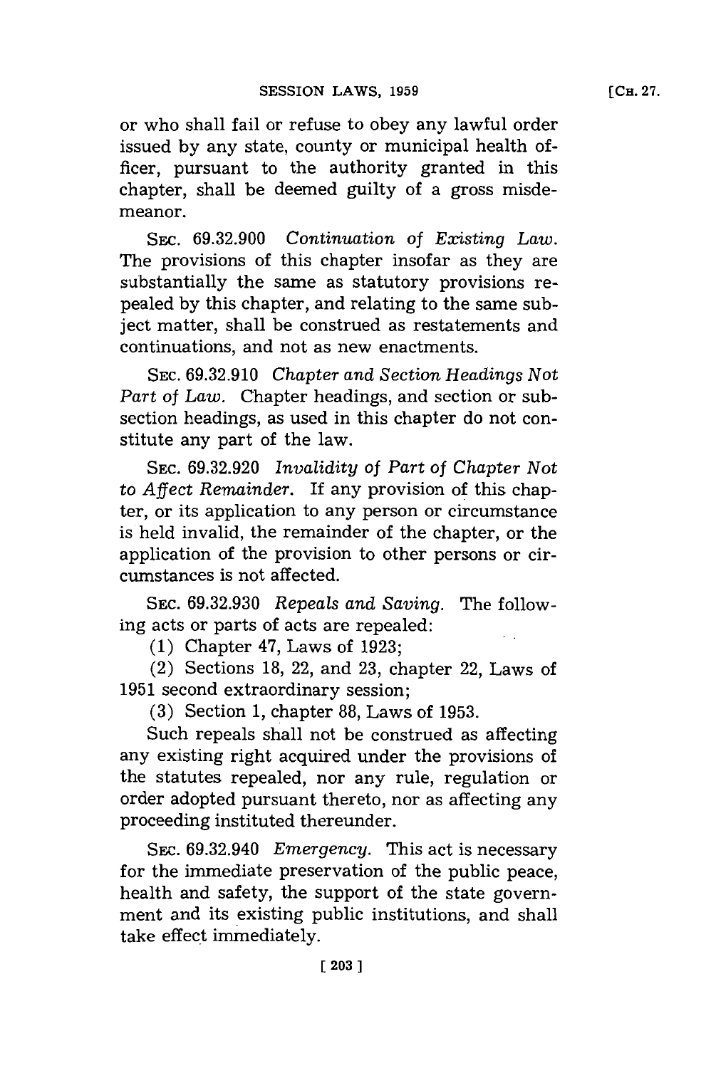or who shall fail or refuse to obey any lawful order issued by any state, county or municipal health officer, pursuant to the authority granted in this chapter, shall be deemed guilty of a gross misdemeanor.

SEC. 69.32.900 *Continuation of Existing Law.* The provisions of this chapter insofar as they are substantially the same as statutory provisions repealed by this chapter, and relating to the same subject matter, shall be construed as restatements and continuations, and not as new enactments.

SEC. 69.32.910 *Chapter and Section Headings Not Part of Law.* Chapter headings, and section or subsection headings, as used in this chapter do not constitute any part of the law.

SEC. 69.32.920 *Invalidity of Part of Chapter Not to Affect Remainder.* If any provision of this chapter, or its application to any person or circumstance is held invalid, the remainder of the chapter, or the application of the provision to other persons or circumstances is not affected.

SEC. 69.32.930 *Repeals and Saving.* The following acts or parts of acts are repealed:

(1) Chapter 47, Laws of 1923;

(2) Sections 18, 22, and 23, chapter 22, Laws of 1951 second extraordinary session;

(3) Section 1, chapter 88, Laws of 1953.

Such repeals shall not be construed as affecting any existing right acquired under the provisions of the statutes repealed, nor any rule, regulation or order adopted pursuant thereto, nor as affecting any proceeding instituted thereunder.

SEC. 69.32.940 *Emergency.* This act is necessary for the immediate preservation of the public peace, health and safety, the support of the state government and its existing public institutions, and shall take effect immediately.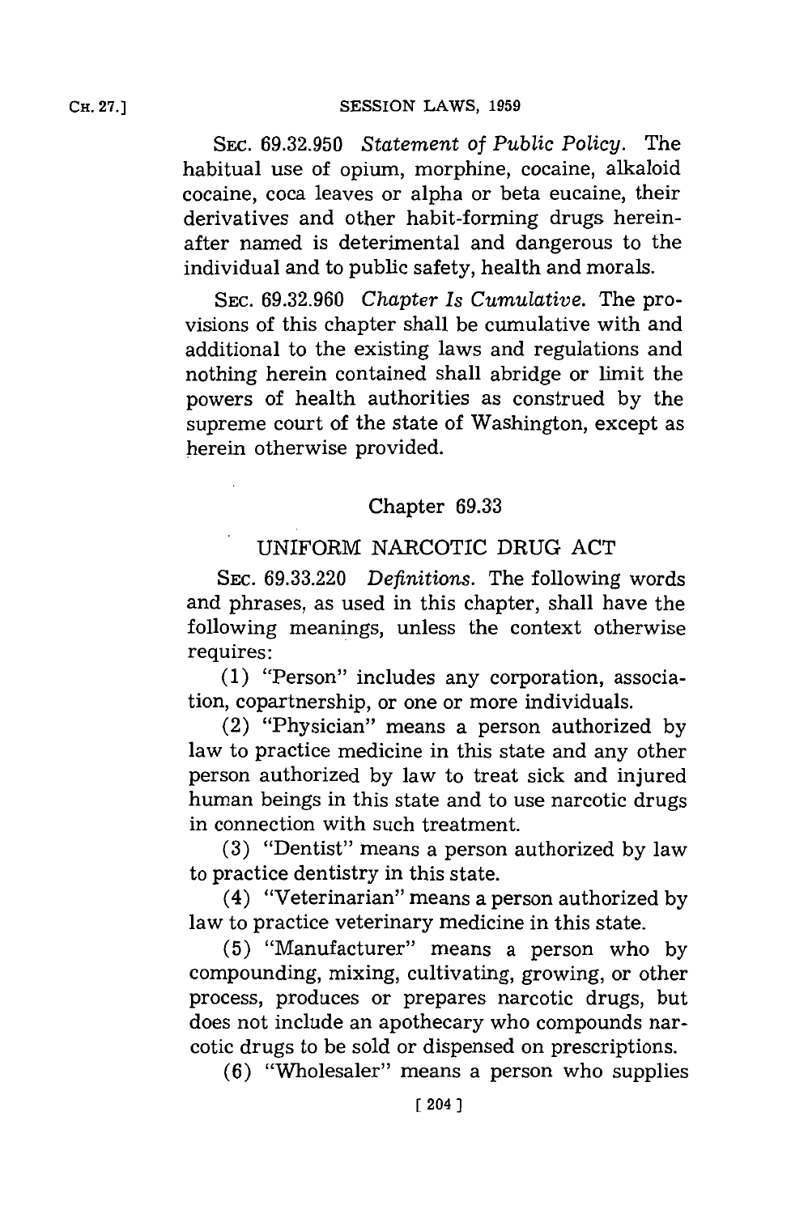SEC. 69.32.950 *Statement of Public Policy.* The habitual use of opium, morphine, cocaine, alkaloid cocaine, coca leaves or alpha or beta eucaine, their derivatives and other habit-forming drugs hereinafter named is deterimental and dangerous to the individual and to public safety, health and morals.

SEC. 69.32.960 *Chapter Is Cumulative.* The provisions of this chapter shall be cumulative with and additional to the existing laws and regulations and nothing herein contained shall abridge or limit the powers of health authorities as construed by the supreme court of the state of Washington, except as herein otherwise provided.

## Chapter 69.33

## UNIFORM NARCOTIC DRUG ACT

SEC. 69.33.220 *Definitions.* The following words and phrases, as used in this chapter, shall have the following meanings, unless the context otherwise requires:

(1) "Person" includes any corporation, association, copartnership, or one or more individuals.

(2) "Physician" means a person authorized by law to practice medicine in this state and any other person authorized by law to treat sick and injured human beings in this state and to use narcotic drugs in connection with such treatment.

(3) "Dentist" means a person authorized by law to practice dentistry in this state.

(4) "Veterinarian" means a person authorized by law to practice veterinary medicine in this state.

(5) "Manufacturer" means a person who by compounding, mixing, cultivating, growing, or other process, produces or prepares narcotic drugs, but does not include an apothecary who compounds narcotic drugs to be sold or dispensed on prescriptions.

(6) "Wholesaler" means a person who supplies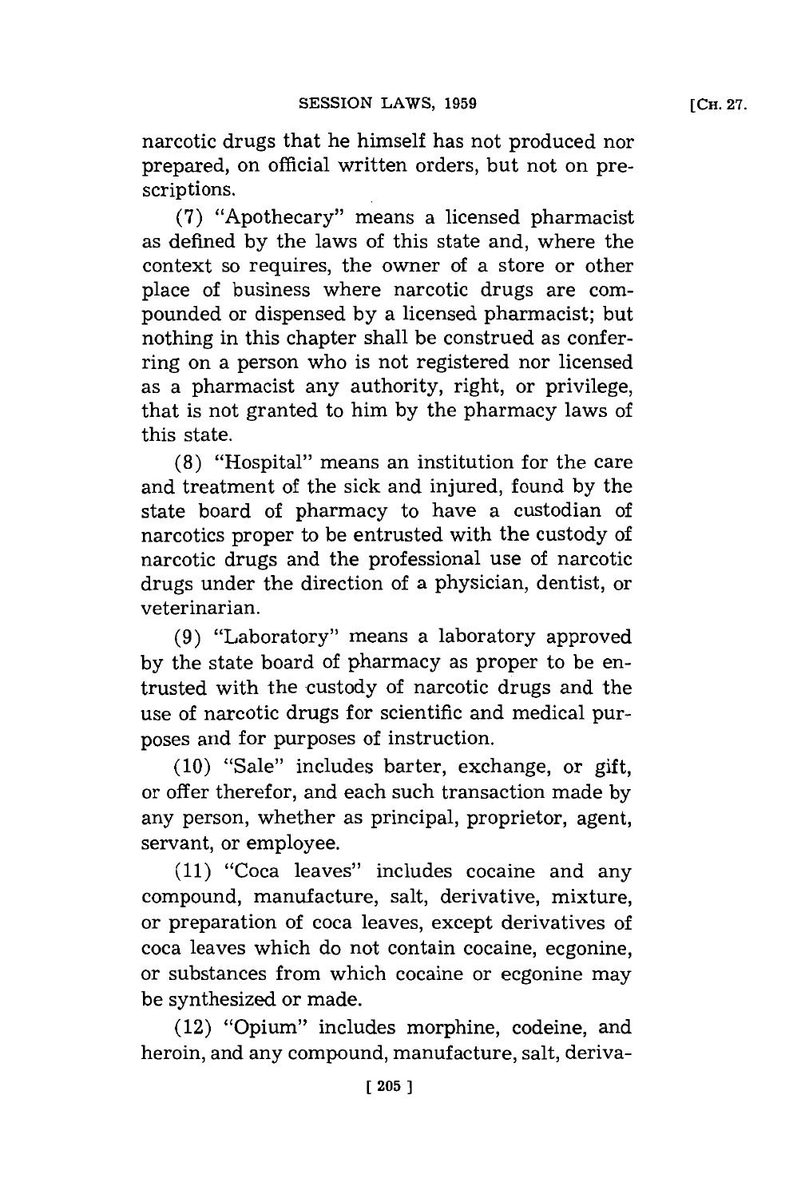narcotic drugs that he himself has not produced nor prepared, on official written orders, but not on prescriptions.

(7) "Apothecary" means a licensed pharmacist as defined by the laws of this state and, where the context so requires, the owner of a store or other place of business where narcotic drugs are compounded or dispensed by a licensed pharmacist; but nothing in this chapter shall be construed as conferring on a person who is not registered nor licensed as a pharmacist any authority, right, or privilege, that is not granted to him by the pharmacy laws of this state.

(8) "Hospital" means an institution for the care and treatment of the sick and injured, found by the state board of pharmacy to have a custodian of narcotics proper to be entrusted with the custody of narcotic drugs and the professional use of narcotic drugs under the direction of a physician, dentist, or veterinarian.

(9) "Laboratory" means a laboratory approved by the state board of pharmacy as proper to be entrusted with the custody of narcotic drugs and the use of narcotic drugs for scientific and medical purposes and for purposes of instruction.

(10) "Sale" includes barter, exchange, or gift, or offer therefor, and each such transaction made by any person, whether as principal, proprietor, agent, servant, or employee.

(11) "Coca leaves" includes cocaine and any compound, manufacture, salt, derivative, mixture, or preparation of coca leaves, except derivatives of coca leaves which do not contain cocaine, ecgonine, or substances from which cocaine or ecgonine may be synthesized or made.

(12) "Opium" includes morphine, codeine, and heroin, and any compound, manufacture, salt, deriva-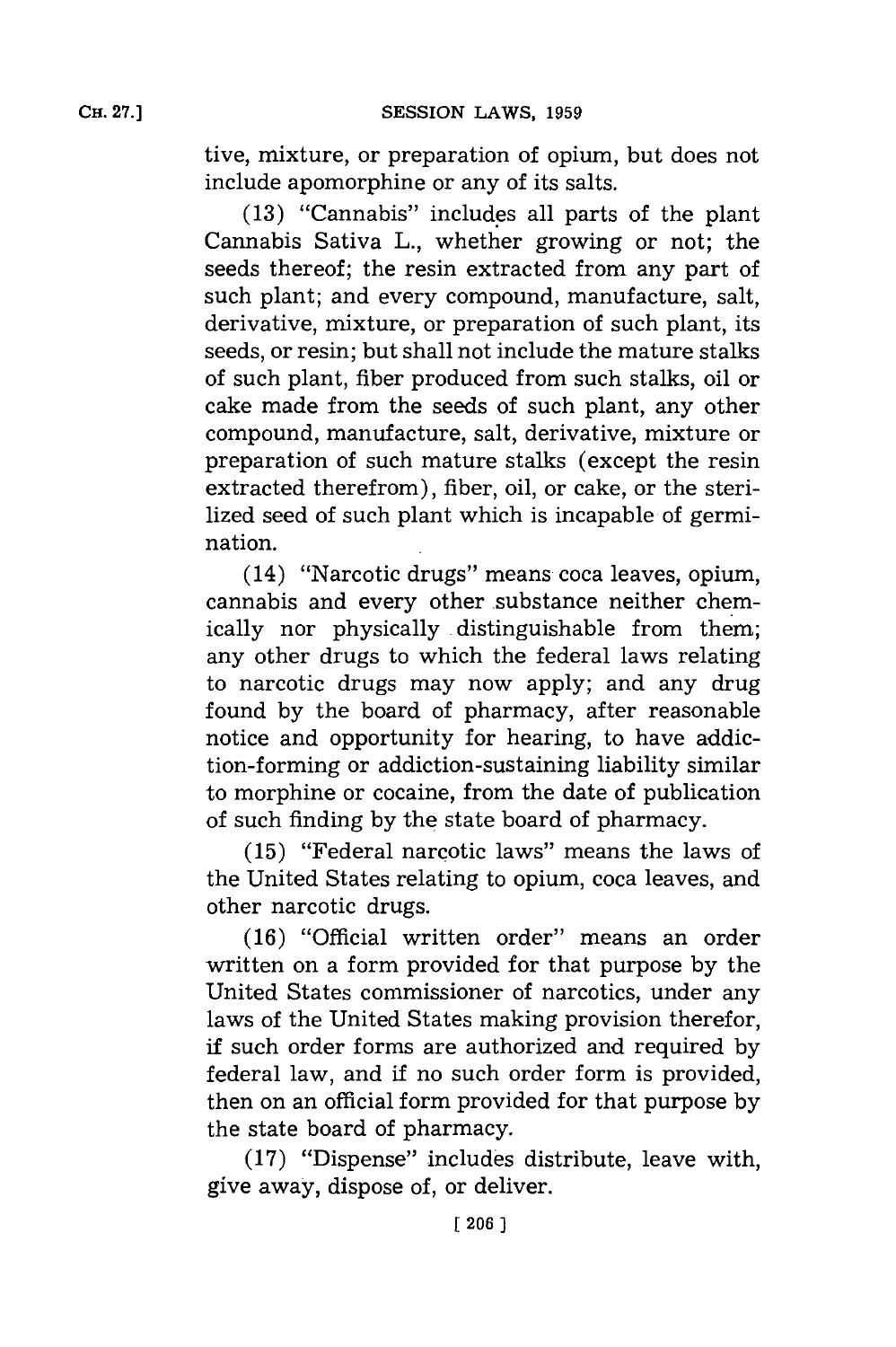tive, mixture, or preparation of opium, but does not include apomorphine or any of its salts.

(13) "Cannabis" includes all parts of the plant Cannabis Sativa L., whether growing or not; the seeds thereof; the resin extracted from any part of such plant; and every compound, manufacture, salt, derivative, mixture, or preparation of such plant, its seeds, or resin; but shall not include the mature stalks of such plant, fiber produced from such stalks, oil or cake made from the seeds of such plant, any other compound, manufacture, salt, derivative, mixture or preparation of such mature stalks (except the resin extracted therefrom), fiber, oil, or cake, or the sterilized seed of such plant which is incapable of germination.

(14) "Narcotic drugs" means coca leaves, opium, cannabis and every other substance neither chemically nor physically distinguishable from them; any other drugs to which the federal laws relating to narcotic drugs may now apply; and any drug found by the board of pharmacy, after reasonable notice and opportunity for hearing, to have addiction-forming or addiction-sustaining liability similar to morphine or cocaine, from the date of publication of such finding by the state board of pharmacy.

(15) "Federal narcotic laws" means the laws of the United States relating to opium, coca leaves, and other narcotic drugs.

(16) "Official written order" means an order written on a form provided for that purpose by the United States commissioner of narcotics, under any laws of the United States making provision therefor, if such order forms are authorized and required by federal law, and if no such order form is provided, then on an official form provided for that purpose by the state board of pharmacy.

(17) "Dispense" includes distribute, leave with, give away, dispose of, or deliver.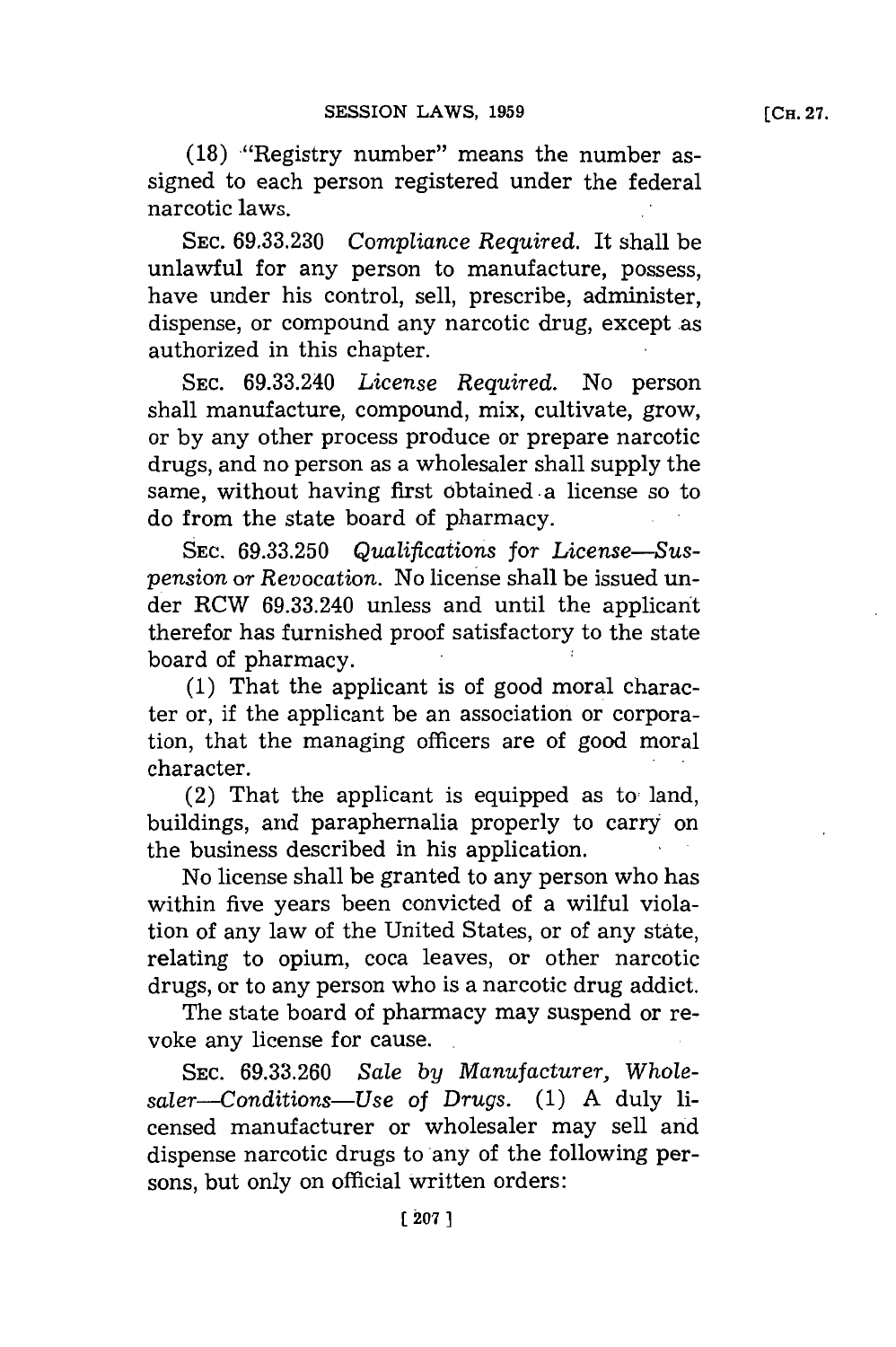(18) "Registry number" means the number assigned to each person registered under the federal narcotic laws.

SEC. 69.33.230 *Compliance Required.* It shall be unlawful for any person to manufacture, possess, have under his control, sell, prescribe, administer, dispense, or compound any narcotic drug, except as authorized in this chapter.

SEC. 69.33.240 *License Required.* No person shall manufacture, compound, mix, cultivate, grow, or by any other process produce or prepare narcotic drugs, and no person as a wholesaler shall supply the same, without having first obtained a license so to do from the state board of pharmacy.

SEC. 69.33.250 *Qualifications for License—Suspension or Revocation.* No license shall be issued under RCW 69.33.240 unless and until the applicant therefor has furnished proof satisfactory to the state board of pharmacy.

(1) That the applicant is of good moral character or, if the applicant be an association or corporation, that the managing officers are of good moral character.

(2) That the applicant is equipped as to land, buildings, and paraphernalia properly to carry on the business described in his application.

No license shall be granted to any person who has within five years been convicted of a wilful violation of any law of the United States, or of any state, relating to opium, coca leaves, or other narcotic drugs, or to any person who is a narcotic drug addict.

The state board of pharmacy may suspend or revoke any license for cause.

SEC. 69.33.260 *Sale by Manufacturer, Wholesaler—Conditions—Use of Drugs.* (1) A duly licensed manufacturer or wholesaler may sell and dispense narcotic drugs to any of the following persons, but only on official written orders: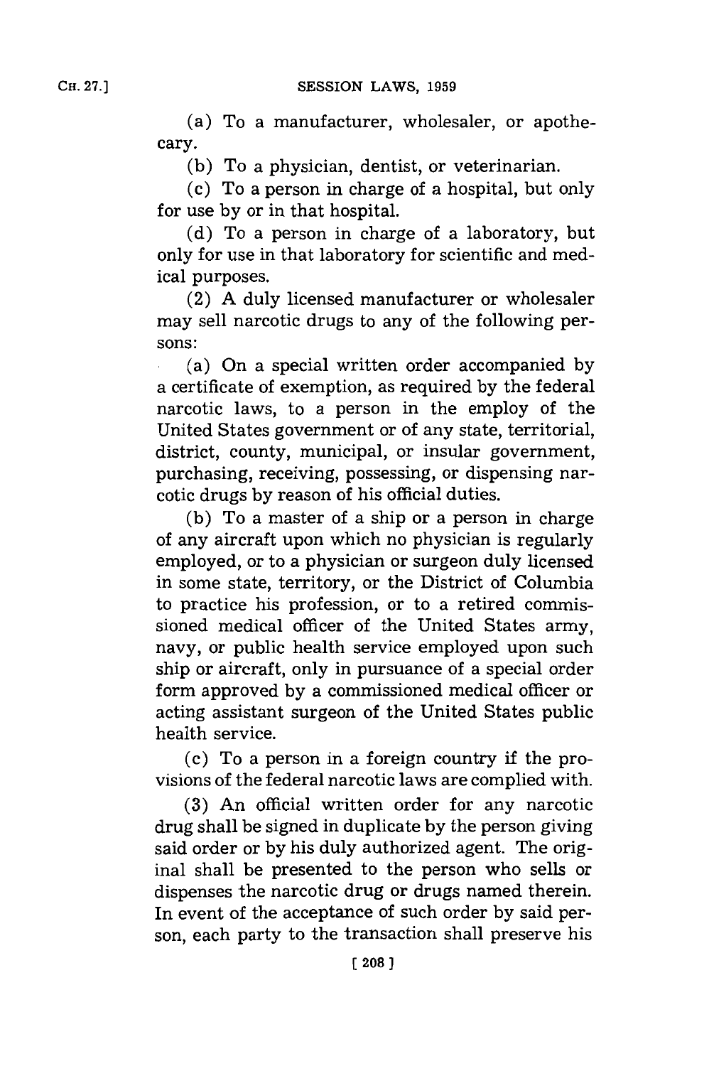(a) To a manufacturer, wholesaler, or apothecary.

(b) To a physician, dentist, or veterinarian.

(c) To a person in charge of a hospital, but only for use by or in that hospital.

(d) To a person in charge of a laboratory, but only for use in that laboratory for scientific and medical purposes.

(2) A duly licensed manufacturer or wholesaler may sell narcotic drugs to any of the following persons:

(a) On a special written order accompanied by a certificate of exemption, as required by the federal narcotic laws, to a person in the employ of the United States government or of any state, territorial, district, county, municipal, or insular government, purchasing, receiving, possessing, or dispensing narcotic drugs by reason of his official duties.

(b) To a master of a ship or a person in charge of any aircraft upon which no physician is regularly employed, or to a physician or surgeon duly licensed in some state, territory, or the District of Columbia to practice his profession, or to a retired commissioned medical officer of the United States army, navy, or public health service employed upon such ship or aircraft, only in pursuance of a special order form approved by a commissioned medical officer or acting assistant surgeon of the United States public health service.

(c) To a person in a foreign country if the provisions of the federal narcotic laws are complied with.

(3) An official written order for any narcotic drug shall be signed in duplicate by the person giving said order or by his duly authorized agent. The original shall be presented to the person who sells or dispenses the narcotic drug or drugs named therein. In event of the acceptance of such order by said person, each party to the transaction shall preserve his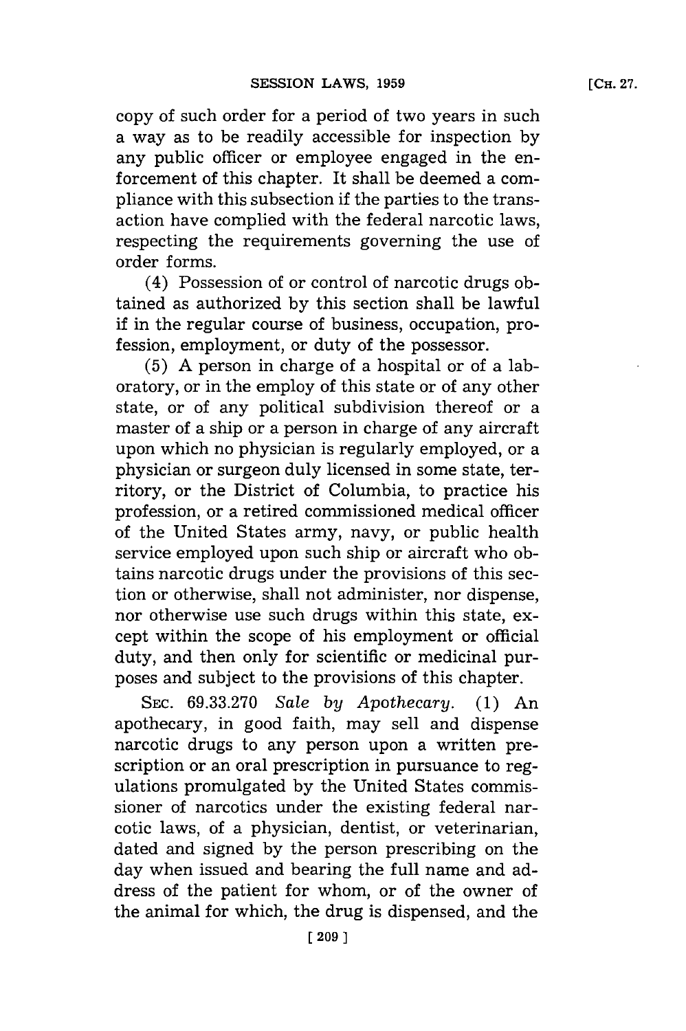copy of such order for a period of two years in such a way as to be readily accessible for inspection by any public officer or employee engaged in the enforcement of this chapter. It shall be deemed a compliance with this subsection if the parties to the transaction have complied with the federal narcotic laws, respecting the requirements governing the use of order forms.

(4) Possession of or control of narcotic drugs obtained as authorized by this section shall be lawful if in the regular course of business, occupation, profession, employment, or duty of the possessor.

(5) A person in charge of a hospital or of a laboratory, or in the employ of this state or of any other state, or of any political subdivision thereof or a master of a ship or a person in charge of any aircraft upon which no physician is regularly employed, or a physician or surgeon duly licensed in some state, territory, or the District of Columbia, to practice his profession, or a retired commissioned medical officer of the United States army, navy, or public health service employed upon such ship or aircraft who obtains narcotic drugs under the provisions of this section or otherwise, shall not administer, nor dispense, nor otherwise use such drugs within this state, except within the scope of his employment or official duty, and then only for scientific or medicinal purposes and subject to the provisions of this chapter.

SEC. 69.33.270 *Sale by Apothecary.* (1) An apothecary, in good faith, may sell and dispense narcotic drugs to any person upon a written prescription or an oral prescription in pursuance to regulations promulgated by the United States commissioner of narcotics under the existing federal narcotic laws, of a physician, dentist, or veterinarian, dated and signed by the person prescribing on the day when issued and bearing the full name and address of the patient for whom, or of the owner of the animal for which, the drug is dispensed, and the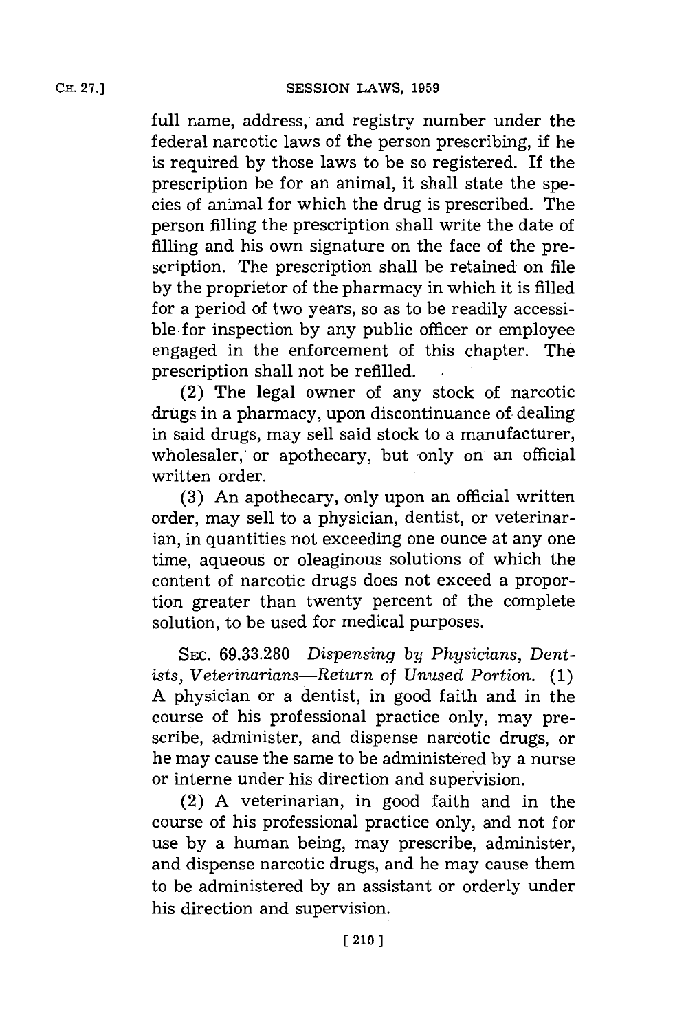full name, address, and registry number under the federal narcotic laws of the person prescribing, if he is required by those laws to be so registered. If the prescription be for an animal, it shall state the species of animal for which the drug is prescribed. The person filling the prescription shall write the date of filling and his own signature on the face of the prescription. The prescription shall be retained on file by the proprietor of the pharmacy in which it is filled for a period of two years, so as to be readily accessible for inspection by any public officer or employee engaged in the enforcement of this chapter. The prescription shall not be refilled.

(2) The legal owner of any stock of narcotic drugs in a pharmacy, upon discontinuance of dealing in said drugs, may sell said stock to a manufacturer, wholesaler, or apothecary, but only on an official written order.

(3) An apothecary, only upon an official written order, may sell to a physician, dentist, or veterinarian, in quantities not exceeding one ounce at any one time, aqueous or oleaginous solutions of which the content of narcotic drugs does not exceed a proportion greater than twenty percent of the complete solution, to be used for medical purposes.

SEC. 69.33.280 *Dispensing by Physicians, Dentists, Veterinarians—Return of Unused Portion.* (1) A physician or a dentist, in good faith and in the course of his professional practice only, may prescribe, administer, and dispense narcotic drugs, or he may cause the same to be administered by a nurse or interne under his direction and supervision.

(2) A veterinarian, in good faith and in the course of his professional practice only, and not for use by a human being, may prescribe, administer, and dispense narcotic drugs, and he may cause them to be administered by an assistant or orderly under his direction and supervision.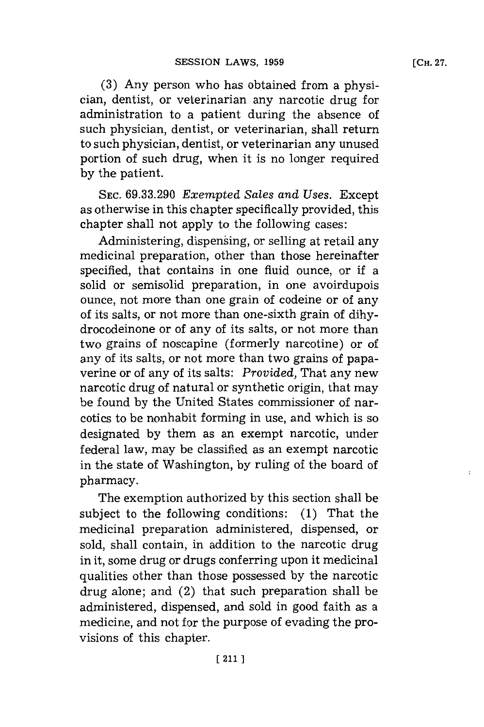(3) Any person who has obtained from a physician, dentist, or veterinarian any narcotic drug for administration to a patient during the absence of such physician, dentist, or veterinarian, shall return to such physician, dentist, or veterinarian any unused portion of such drug, when it is no longer required by the patient.

SEC. 69.33.290 *Exempted Sales and Uses.* Except as otherwise in this chapter specifically provided, this chapter shall not apply to the following cases:

Administering, dispensing, or selling at retail any medicinal preparation, other than those hereinafter specified, that contains in one fluid ounce, or if a solid or semisolid preparation, in one avoirdupois ounce, not more than one grain of codeine or of any of its salts, or not more than one-sixth grain of dihydrocodeinone or of any of its salts, or not more than two grains of noscapine (formerly narcotine) or of any of its salts, or not more than two grains of papaverine or of any of its salts: *Provided,* That any new narcotic drug of natural or synthetic origin, that may be found by the United States commissioner of narcotics to be nonhabit forming in use, and which is so designated by them as an exempt narcotic, under federal law, may be classified as an exempt narcotic in the state of Washington, by ruling of the board of pharmacy.

The exemption authorized by this section shall be subject to the following conditions: (1) That the medicinal preparation administered, dispensed, or sold, shall contain, in addition to the narcotic drug in it, some drug or drugs conferring upon it medicinal qualities other than those possessed by the narcotic drug alone; and (2) that such preparation shall be administered, dispensed, and sold in good faith as a medicine, and not for the purpose of evading the provisions of this chapter.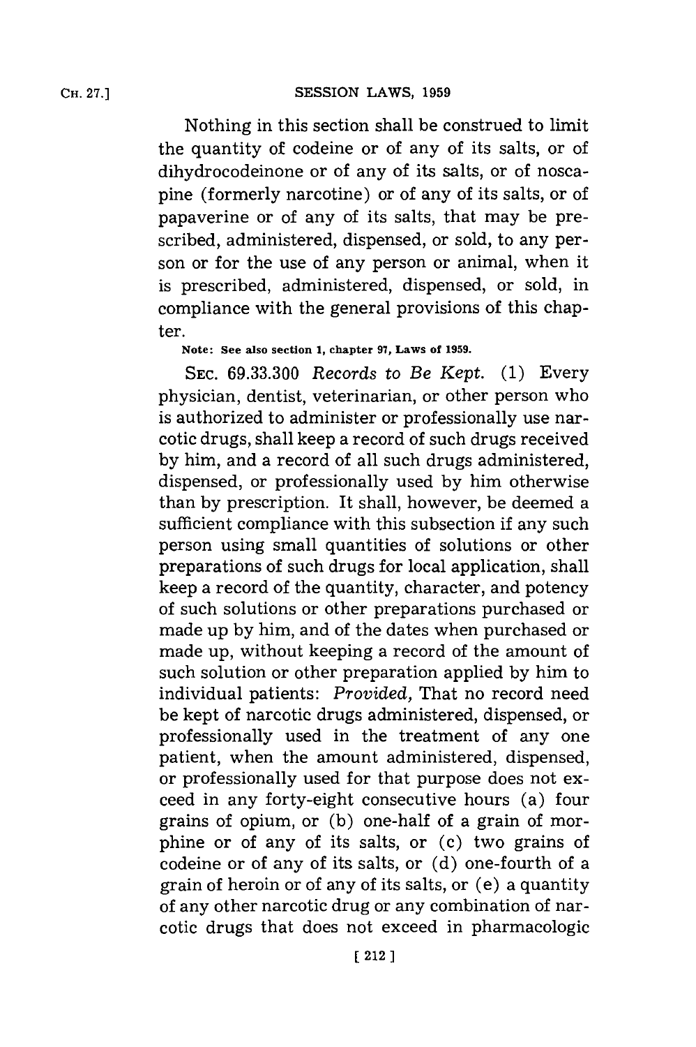Nothing in this section shall be construed to limit the quantity of codeine or of any of its salts, or of dihydrocodeinone or of any of its salts, or of noscapine (formerly narcotine) or of any of its salts, or of papaverine or of any of its salts, that may be prescribed, administered, dispensed, or sold, to any person or for the use of any person or animal, when it is prescribed, administered, dispensed, or sold, in compliance with the general provisions of this chapter.

**Note: See also section 1, chapter 97, Laws of 1959.**

SEC. 69.33.300 *Records to Be Kept.* (1) Every physician, dentist, veterinarian, or other person who is authorized to administer or professionally use narcotic drugs, shall keep a record of such drugs received by him, and a record of all such drugs administered, dispensed, or professionally used by him otherwise than by prescription. It shall, however, be deemed a sufficient compliance with this subsection if any such person using small quantities of solutions or other preparations of such drugs for local application, shall keep a record of the quantity, character, and potency of such solutions or other preparations purchased or made up by him, and of the dates when purchased or made up, without keeping a record of the amount of such solution or other preparation applied by him to individual patients: *Provided,* That no record need be kept of narcotic drugs administered, dispensed, or professionally used in the treatment of any one patient, when the amount administered, dispensed, or professionally used for that purpose does not exceed in any forty-eight consecutive hours (a) four grains of opium, or (b) one-half of a grain of morphine or of any of its salts, or (c) two grains of codeine or of any of its salts, or (d) one-fourth of a grain of heroin or of any of its salts, or (e) a quantity of any other narcotic drug or any combination of narcotic drugs that does not exceed in pharmacologic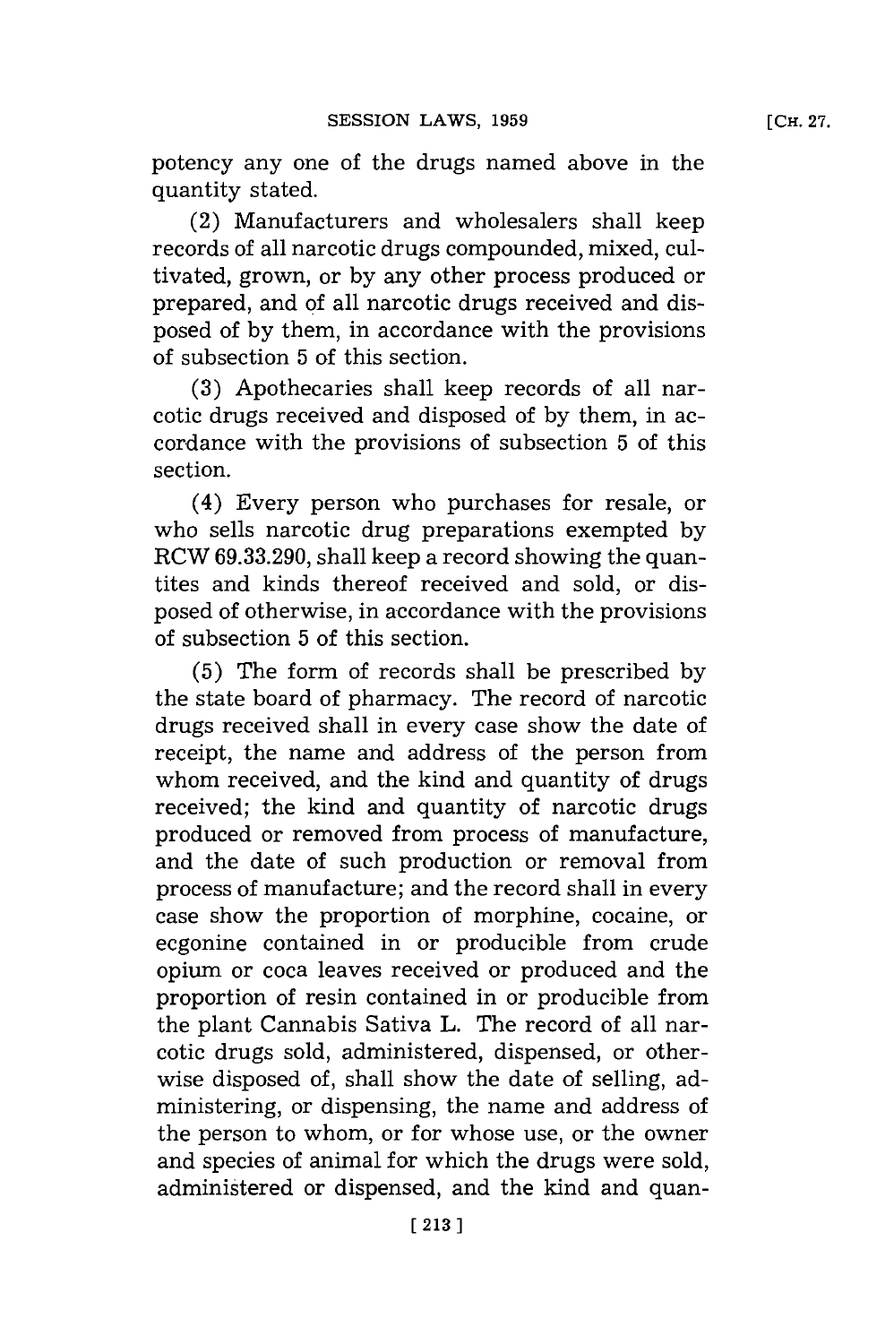potency any one of the drugs named above in the quantity stated.

(2) Manufacturers and wholesalers shall keep records of all narcotic drugs compounded, mixed, cultivated, grown, or by any other process produced or prepared, and of all narcotic drugs received and disposed of by them, in accordance with the provisions of subsection 5 of this section.

(3) Apothecaries shall keep records of all narcotic drugs received and disposed of by them, in accordance with the provisions of subsection 5 of this section.

(4) Every person who purchases for resale, or who sells narcotic drug preparations exempted by RCW 69.33.290, shall keep a record showing the quantites and kinds thereof received and sold, or disposed of otherwise, in accordance with the provisions of subsection 5 of this section.

(5) The form of records shall be prescribed by the state board of pharmacy. The record of narcotic drugs received shall in every case show the date of receipt, the name and address of the person from whom received, and the kind and quantity of drugs received; the kind and quantity of narcotic drugs produced or removed from process of manufacture, and the date of such production or removal from process of manufacture; and the record shall in every case show the proportion of morphine, cocaine, or ecgonine contained in or producible from crude opium or coca leaves received or produced and the proportion of resin contained in or producible from the plant Cannabis Sativa L. The record of all narcotic drugs sold, administered, dispensed, or otherwise disposed of, shall show the date of selling, administering, or dispensing, the name and address of the person to whom, or for whose use, or the owner and species of animal for which the drugs were sold, administered or dispensed, and the kind and quan-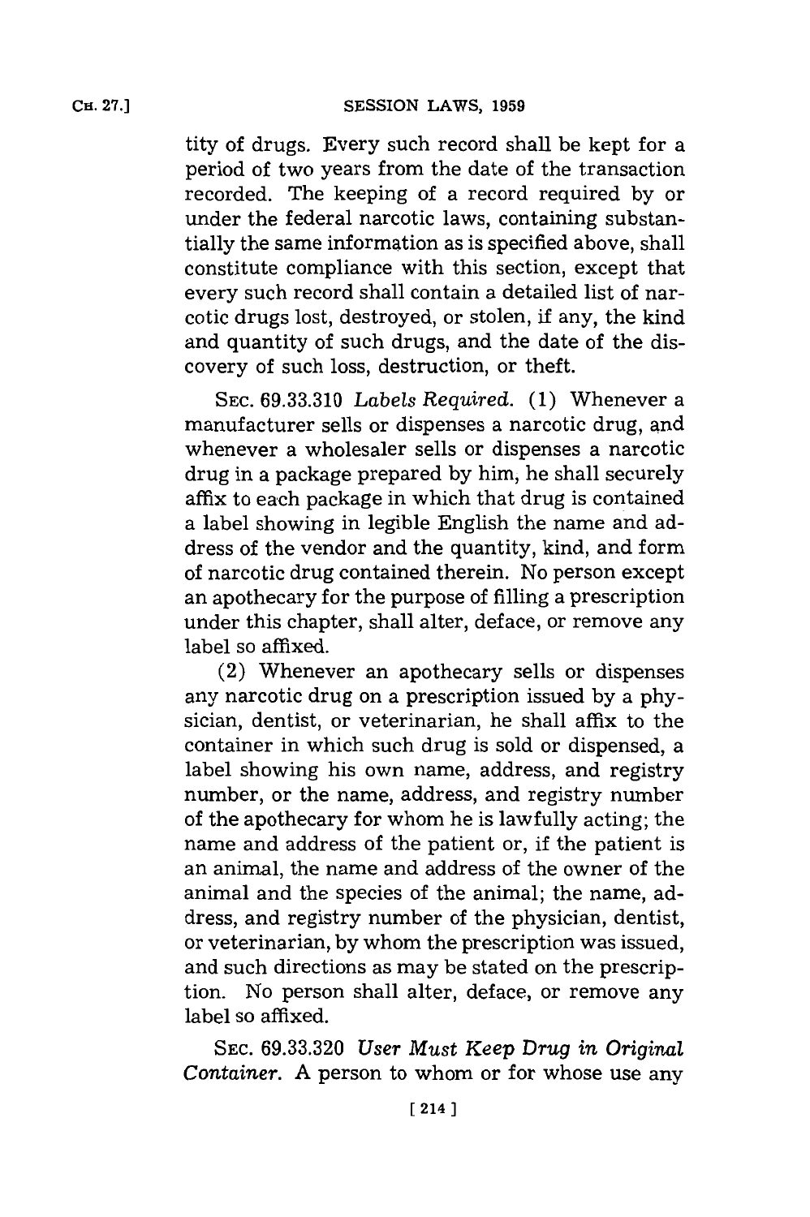tity of drugs. Every such record shall be kept for a period of two years from the date of the transaction recorded. The keeping of a record required by or under the federal narcotic laws, containing substantially the same information as is specified above, shall constitute compliance with this section, except that every such record shall contain a detailed list of narcotic drugs lost, destroyed, or stolen, if any, the kind and quantity of such drugs, and the date of the discovery of such loss, destruction, or theft.

SEC. 69.33.310 *Labels Required.* (1) Whenever a manufacturer sells or dispenses a narcotic drug, and whenever a wholesaler sells or dispenses a narcotic drug in a package prepared by him, he shall securely affix to each package in which that drug is contained a label showing in legible English the name and address of the vendor and the quantity, kind, and form of narcotic drug contained therein. No person except an apothecary for the purpose of filling a prescription under this chapter, shall alter, deface, or remove any label so affixed.

(2) Whenever an apothecary sells or dispenses any narcotic drug on a prescription issued by a physician, dentist, or veterinarian, he shall affix to the container in which such drug is sold or dispensed, a label showing his own name, address, and registry number, or the name, address, and registry number of the apothecary for whom he is lawfully acting; the name and address of the patient or, if the patient is an animal, the name and address of the owner of the animal and the species of the animal; the name, address, and registry number of the physician, dentist, or veterinarian, by whom the prescription was issued, and such directions as may be stated on the prescription. No person shall alter, deface, or remove any label so affixed.

SEC. 69.33.320 *User Must Keep Drug in Original Container.* A person to whom or for whose use any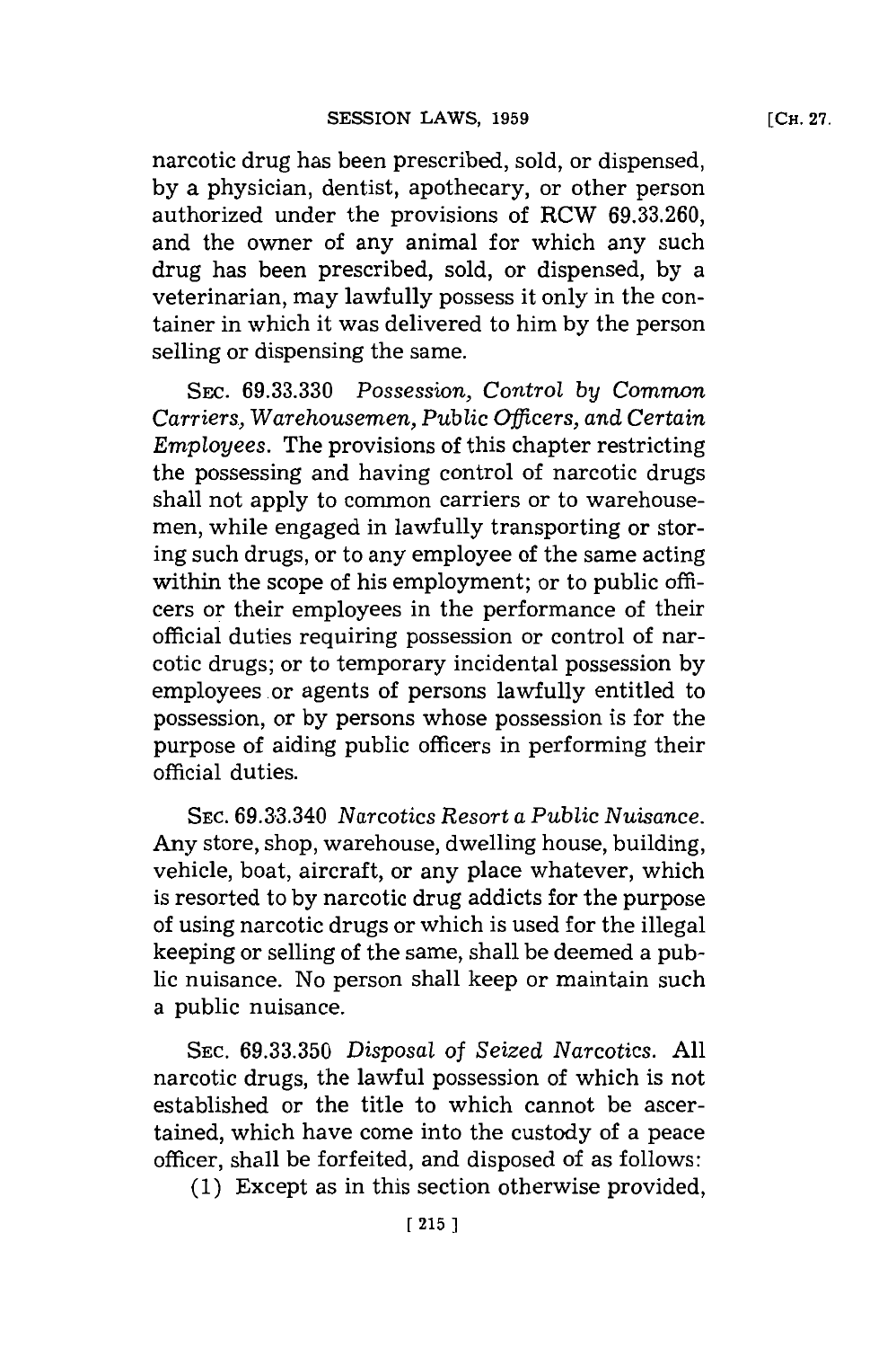narcotic drug has been prescribed, sold, or dispensed, by a physician, dentist, apothecary, or other person authorized under the provisions of RCW 69.33.260, and the owner of any animal for which any such drug has been prescribed, sold, or dispensed, by a veterinarian, may lawfully possess it only in the container in which it was delivered to him by the person selling or dispensing the same.

SEC. 69.33.330 *Possession, Control by Common Carriers, Warehousemen, Public Officers, and Certain Employees.* The provisions of this chapter restricting the possessing and having control of narcotic drugs shall not apply to common carriers or to warehousemen, while engaged in lawfully transporting or storing such drugs, or to any employee of the same acting within the scope of his employment; or to public officers or their employees in the performance of their official duties requiring possession or control of narcotic drugs; or to temporary incidental possession by employees or agents of persons lawfully entitled to possession, or by persons whose possession is for the purpose of aiding public officers in performing their official duties.

SEC. 69.33.340 *Narcotics Resort a Public Nuisance.* Any store, shop, warehouse, dwelling house, building, vehicle, boat, aircraft, or any place whatever, which is resorted to by narcotic drug addicts for the purpose of using narcotic drugs or which is used for the illegal keeping or selling of the same, shall be deemed a public nuisance. No person shall keep or maintain such a public nuisance.

SEC. 69.33.350 *Disposal of Seized Narcotics.* All narcotic drugs, the lawful possession of which is not established or the title to which cannot be ascertained, which have come into the custody of a peace officer, shall be forfeited, and disposed of as follows:

(1) Except as in this section otherwise provided,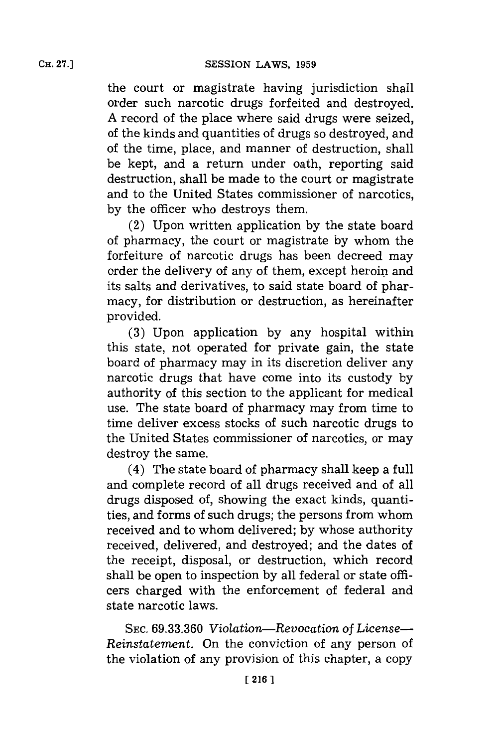the court or magistrate having jurisdiction shall order such narcotic drugs forfeited and destroyed. A record of the place where said drugs were seized, of the kinds and quantities of drugs so destroyed, and of the time, place, and manner of destruction, shall be kept, and a return under oath, reporting said destruction, shall be made to the court or magistrate and to the United States commissioner of narcotics, by the officer who destroys them.

(2) Upon written application by the state board of pharmacy, the court or magistrate by whom the forfeiture of narcotic drugs has been decreed may order the delivery of any of them, except heroin and its salts and derivatives, to said state board of pharmacy, for distribution or destruction, as hereinafter provided.

(3) Upon application by any hospital within this state, not operated for private gain, the state board of pharmacy may in its discretion deliver any narcotic drugs that have come into its custody by authority of this section to the applicant for medical use. The state board of pharmacy may from time to time deliver excess stocks of such narcotic drugs to the United States commissioner of narcotics, or may destroy the same.

(4) The state board of pharmacy shall keep a full and complete record of all drugs received and of all drugs disposed of, showing the exact kinds, quantities, and forms of such drugs; the persons from whom received and to whom delivered; by whose authority received, delivered, and destroyed; and the dates of the receipt, disposal, or destruction, which record shall be open to inspection by all federal or state officers charged with the enforcement of federal and state narcotic laws.

SEC. 69.33.360 *Violation—Revocation of License—Reinstatement.* On the conviction of any person of the violation of any provision of this chapter, a copy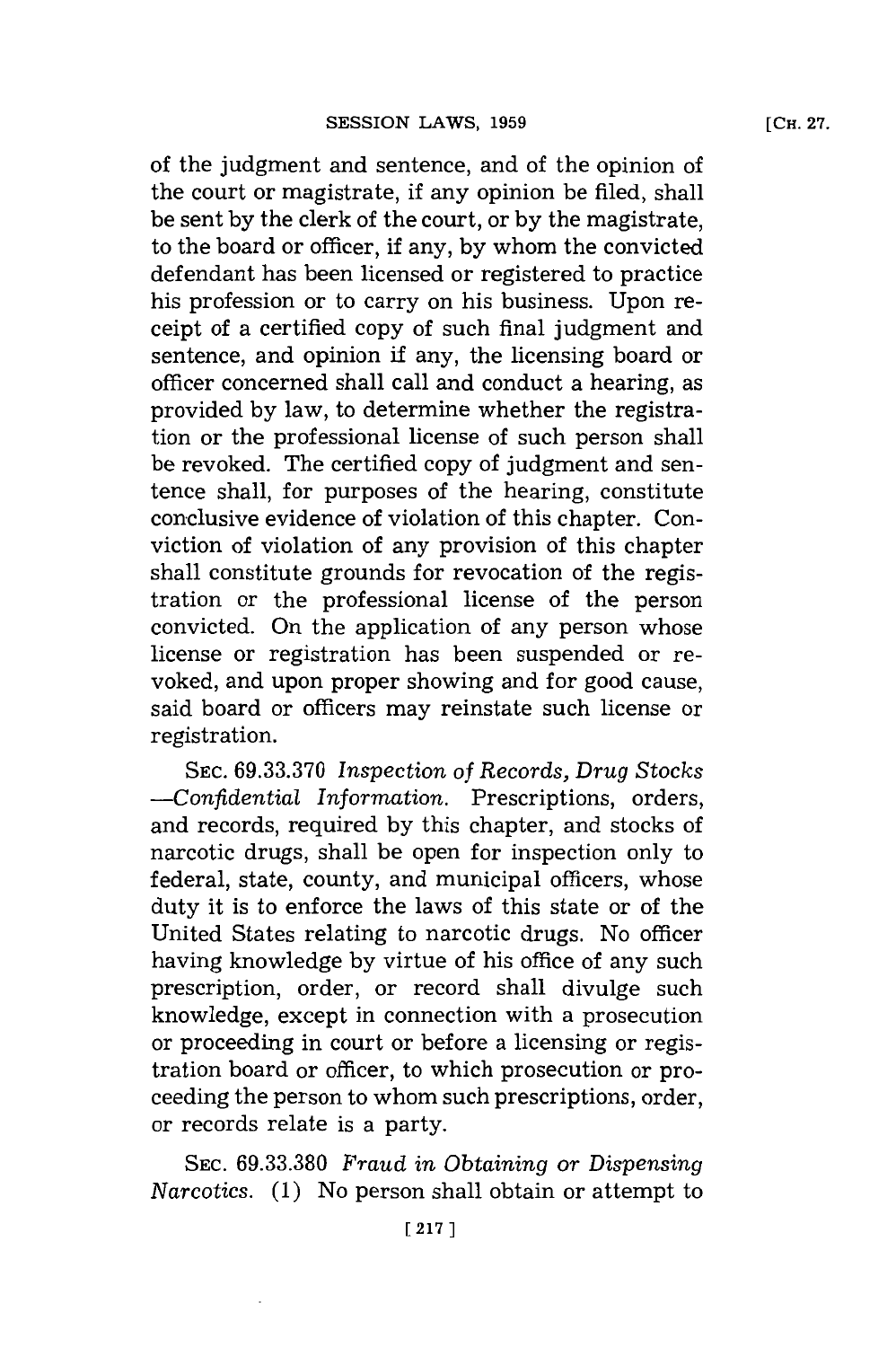of the judgment and sentence, and of the opinion of the court or magistrate, if any opinion be filed, shall be sent by the clerk of the court, or by the magistrate, to the board or officer, if any, by whom the convicted defendant has been licensed or registered to practice his profession or to carry on his business. Upon receipt of a certified copy of such final judgment and sentence, and opinion if any, the licensing board or officer concerned shall call and conduct a hearing, as provided by law, to determine whether the registration or the professional license of such person shall be revoked. The certified copy of judgment and sentence shall, for purposes of the hearing, constitute conclusive evidence of violation of this chapter. Conviction of violation of any provision of this chapter shall constitute grounds for revocation of the registration or the professional license of the person convicted. On the application of any person whose license or registration has been suspended or revoked, and upon proper showing and for good cause, said board or officers may reinstate such license or registration.

SEC. 69.33.370 *Inspection of Records, Drug Stocks —Confidential Information.* Prescriptions, orders, and records, required by this chapter, and stocks of narcotic drugs, shall be open for inspection only to federal, state, county, and municipal officers, whose duty it is to enforce the laws of this state or of the United States relating to narcotic drugs. No officer having knowledge by virtue of his office of any such prescription, order, or record shall divulge such knowledge, except in connection with a prosecution or proceeding in court or before a licensing or registration board or officer, to which prosecution or proceeding the person to whom such prescriptions, order, or records relate is a party.

SEC. 69.33.380 *Fraud in Obtaining or Dispensing Narcotics.* (1) No person shall obtain or attempt to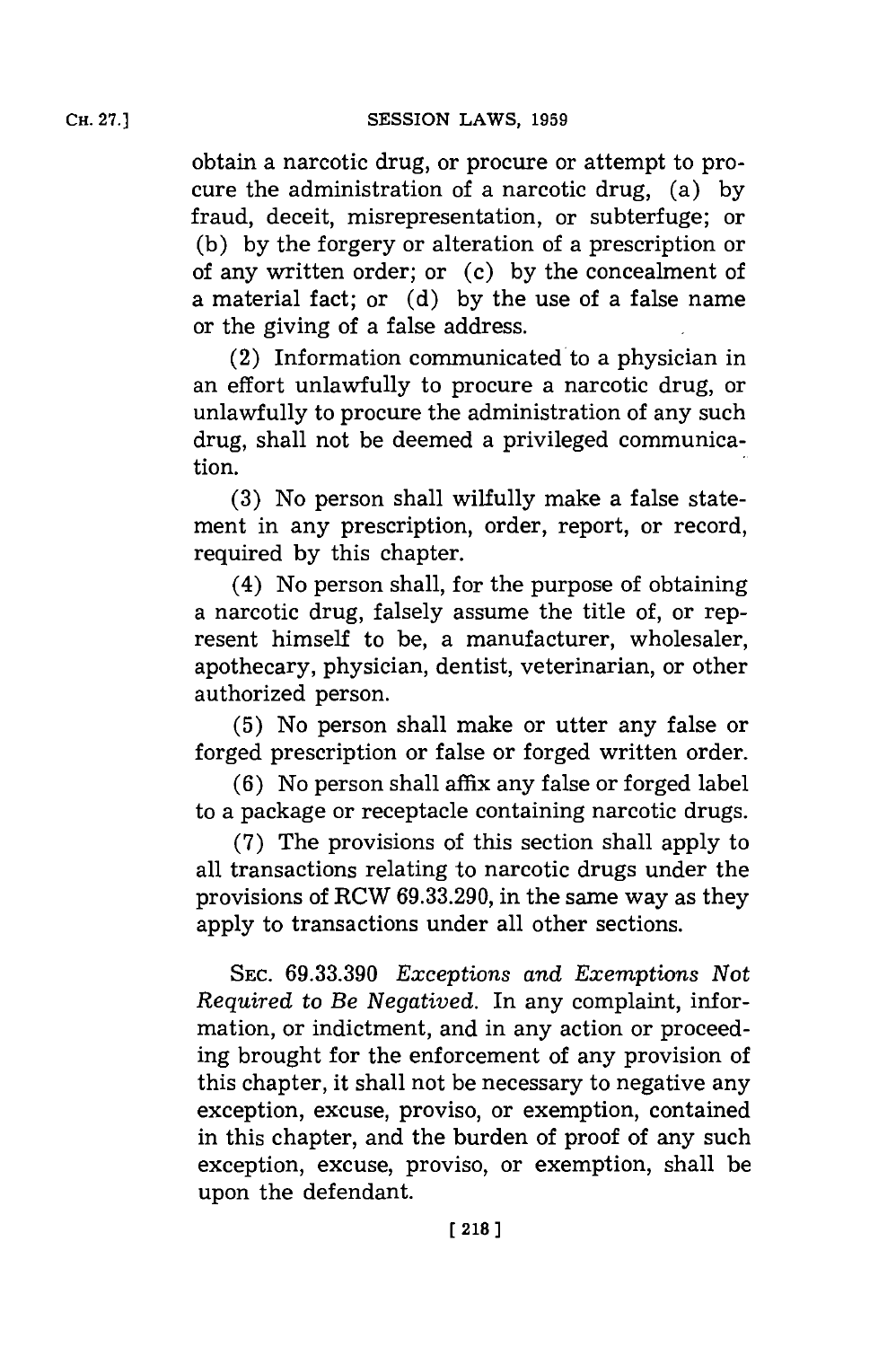obtain a narcotic drug, or procure or attempt to procure the administration of a narcotic drug, (a) by fraud, deceit, misrepresentation, or subterfuge; or (b) by the forgery or alteration of a prescription or of any written order; or (c) by the concealment of a material fact; or (d) by the use of a false name or the giving of a false address.

(2) Information communicated to a physician in an effort unlawfully to procure a narcotic drug, or unlawfully to procure the administration of any such drug, shall not be deemed a privileged communication.

(3) No person shall wilfully make a false statement in any prescription, order, report, or record, required by this chapter.

(4) No person shall, for the purpose of obtaining a narcotic drug, falsely assume the title of, or represent himself to be, a manufacturer, wholesaler, apothecary, physician, dentist, veterinarian, or other authorized person.

(5) No person shall make or utter any false or forged prescription or false or forged written order.

(6) No person shall affix any false or forged label to a package or receptacle containing narcotic drugs.

(7) The provisions of this section shall apply to all transactions relating to narcotic drugs under the provisions of RCW 69.33.290, in the same way as they apply to transactions under all other sections.

SEC. 69.33.390 *Exceptions and Exemptions Not Required to Be Negatived.* In any complaint, information, or indictment, and in any action or proceeding brought for the enforcement of any provision of this chapter, it shall not be necessary to negative any exception, excuse, proviso, or exemption, contained in this chapter, and the burden of proof of any such exception, excuse, proviso, or exemption, shall be upon the defendant.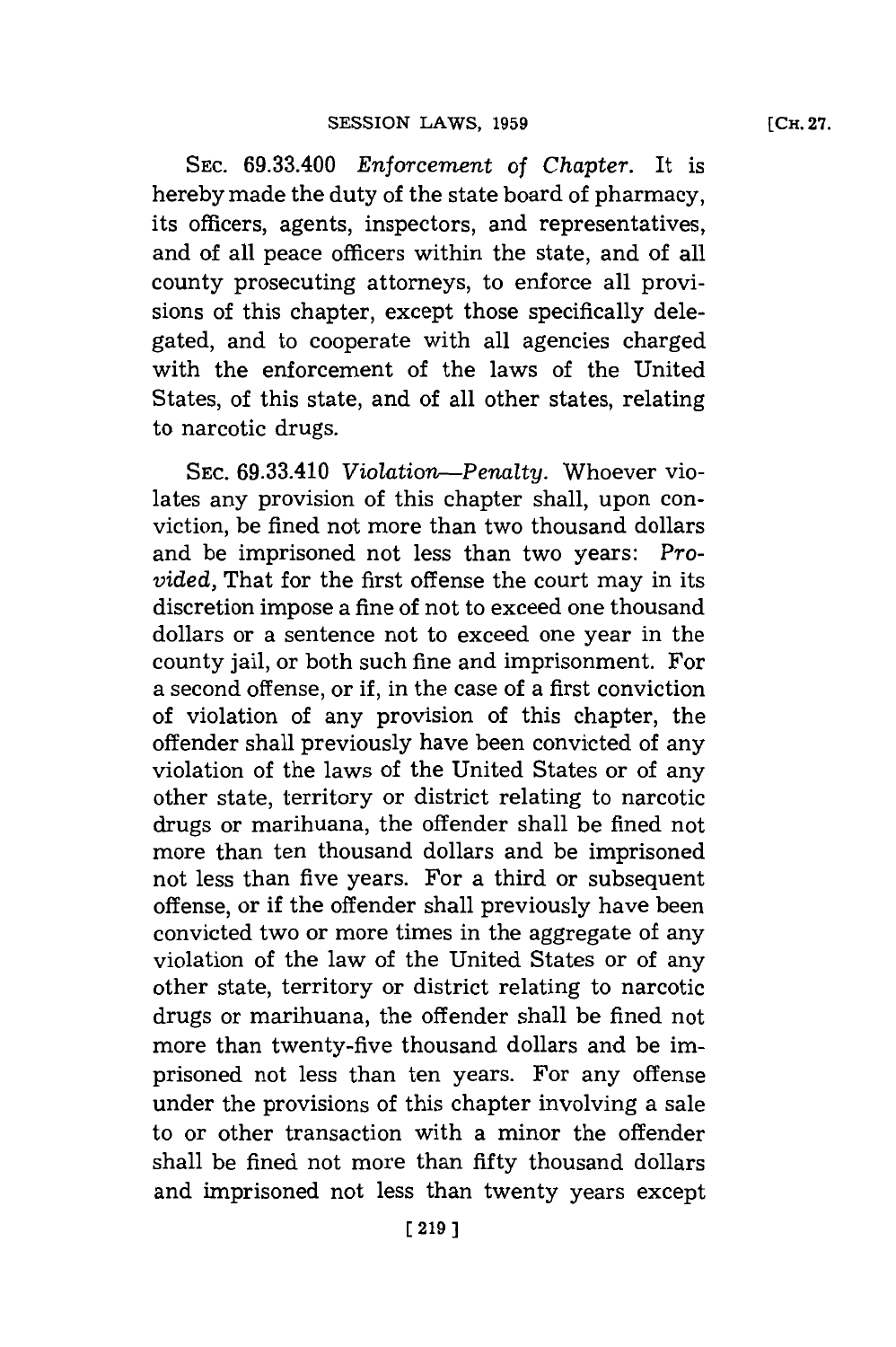SEC. 69.33.400 *Enforcement of Chapter.* It is hereby made the duty of the state board of pharmacy, its officers, agents, inspectors, and representatives, and of all peace officers within the state, and of all county prosecuting attorneys, to enforce all provisions of this chapter, except those specifically delegated, and to cooperate with all agencies charged with the enforcement of the laws of the United States, of this state, and of all other states, relating to narcotic drugs.

SEC. 69.33.410 *Violation—Penalty.* Whoever violates any provision of this chapter shall, upon conviction, be fined not more than two thousand dollars and be imprisoned not less than two years: *Provided,* That for the first offense the court may in its discretion impose a fine of not to exceed one thousand dollars or a sentence not to exceed one year in the county jail, or both such fine and imprisonment. For a second offense, or if, in the case of a first conviction of violation of any provision of this chapter, the offender shall previously have been convicted of any violation of the laws of the United States or of any other state, territory or district relating to narcotic drugs or marihuana, the offender shall be fined not more than ten thousand dollars and be imprisoned not less than five years. For a third or subsequent offense, or if the offender shall previously have been convicted two or more times in the aggregate of any violation of the law of the United States or of any other state, territory or district relating to narcotic drugs or marihuana, the offender shall be fined not more than twenty-five thousand dollars and be imprisoned not less than ten years. For any offense under the provisions of this chapter involving a sale to or other transaction with a minor the offender shall be fined not more than fifty thousand dollars and imprisoned not less than twenty years except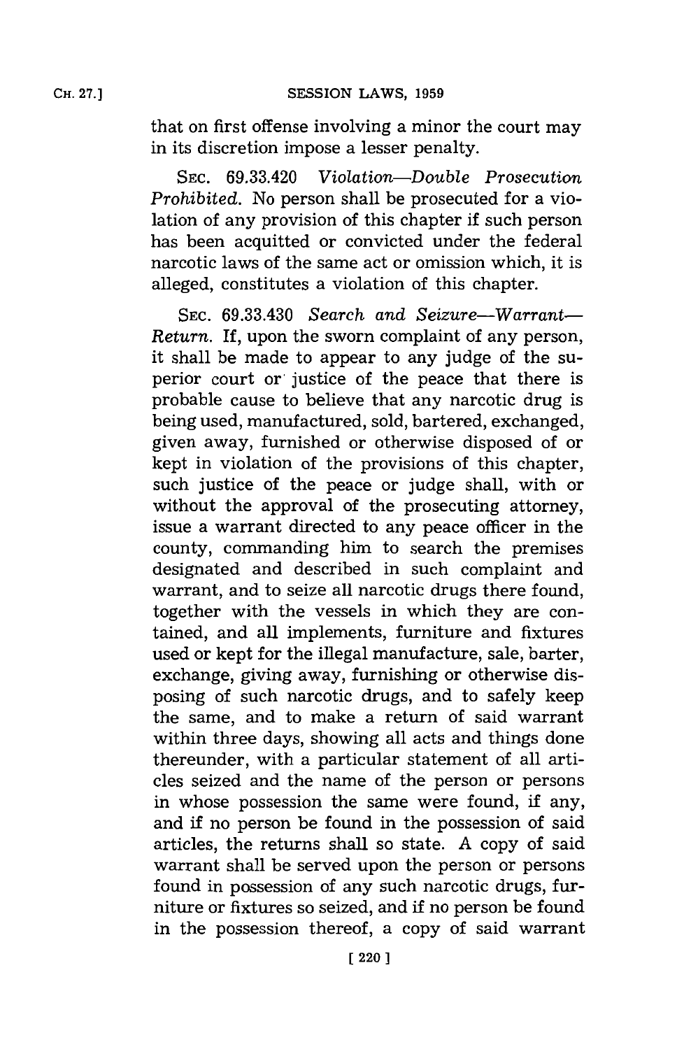that on first offense involving a minor the court may in its discretion impose a lesser penalty.

SEC. 69.33.420 *Violation—Double Prosecution Prohibited.* No person shall be prosecuted for a violation of any provision of this chapter if such person has been acquitted or convicted under the federal narcotic laws of the same act or omission which, it is alleged, constitutes a violation of this chapter.

SEC. 69.33.430 *Search and Seizure—Warrant—Return.* If, upon the sworn complaint of any person, it shall be made to appear to any judge of the superior court or justice of the peace that there is probable cause to believe that any narcotic drug is being used, manufactured, sold, bartered, exchanged, given away, furnished or otherwise disposed of or kept in violation of the provisions of this chapter, such justice of the peace or judge shall, with or without the approval of the prosecuting attorney, issue a warrant directed to any peace officer in the county, commanding him to search the premises designated and described in such complaint and warrant, and to seize all narcotic drugs there found, together with the vessels in which they are contained, and all implements, furniture and fixtures used or kept for the illegal manufacture, sale, barter, exchange, giving away, furnishing or otherwise disposing of such narcotic drugs, and to safely keep the same, and to make a return of said warrant within three days, showing all acts and things done thereunder, with a particular statement of all articles seized and the name of the person or persons in whose possession the same were found, if any, and if no person be found in the possession of said articles, the returns shall so state. A copy of said warrant shall be served upon the person or persons found in possession of any such narcotic drugs, furniture or fixtures so seized, and if no person be found in the possession thereof, a copy of said warrant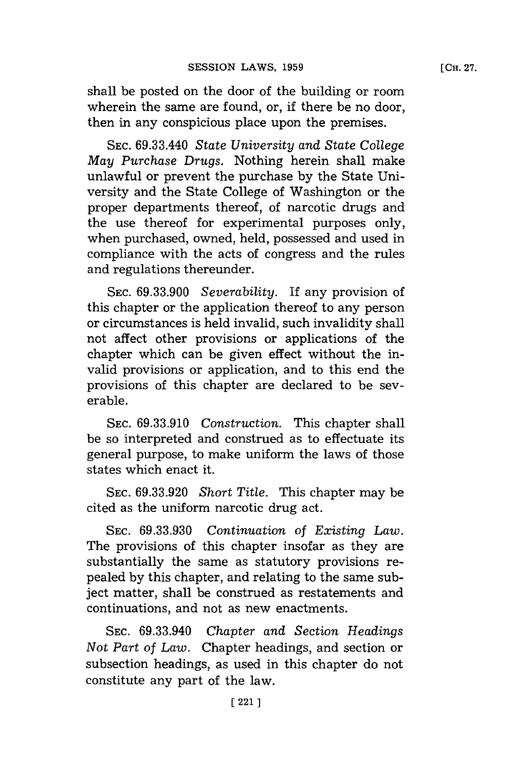shall be posted on the door of the building or room wherein the same are found, or, if there be no door, then in any conspicuous place upon the premises.

SEC. 69.33.440 *State University and State College May Purchase Drugs.* Nothing herein shall make unlawful or prevent the purchase by the State University and the State College of Washington or the proper departments thereof, of narcotic drugs and the use thereof for experimental purposes only, when purchased, owned, held, possessed and used in compliance with the acts of congress and the rules and regulations thereunder.

SEC. 69.33.900 *Severability.* If any provision of this chapter or the application thereof to any person or circumstances is held invalid, such invalidity shall not affect other provisions or applications of the chapter which can be given effect without the invalid provisions or application, and to this end the provisions of this chapter are declared to be severable.

SEC. 69.33.910 *Construction.* This chapter shall be so interpreted and construed as to effectuate its general purpose, to make uniform the laws of those states which enact it.

SEC. 69.33.920 *Short Title.* This chapter may be cited as the uniform narcotic drug act.

SEC. 69.33.930 *Continuation of Existing Law.* The provisions of this chapter insofar as they are substantially the same as statutory provisions repealed by this chapter, and relating to the same subject matter, shall be construed as restatements and continuations, and not as new enactments.

SEC. 69.33.940 *Chapter and Section Headings Not Part of Law.* Chapter headings, and section or subsection headings, as used in this chapter do not constitute any part of the law.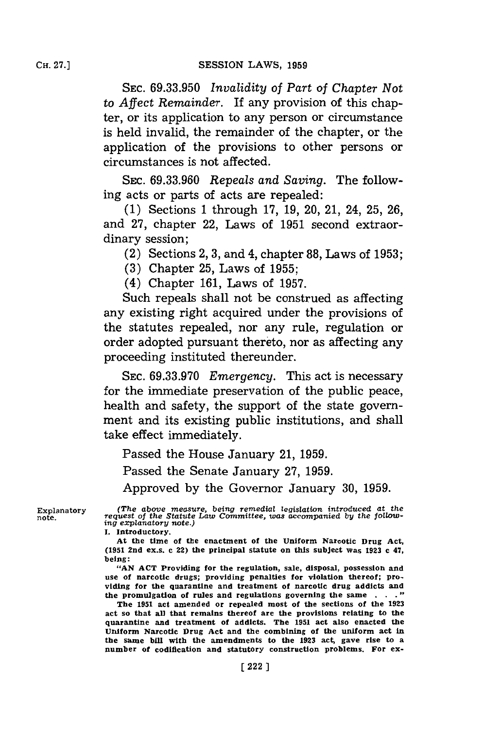SEC. 69.33.950 *Invalidity of Part of Chapter Not to Affect Remainder.* If any provision of this chapter, or its application to any person or circumstance is held invalid, the remainder of the chapter, or the application of the provisions to other persons or circumstances is not affected.

SEC. 69.33.960 *Repeals and Saving.* The following acts or parts of acts are repealed:

(1) Sections 1 through 17, 19, 20, 21, 24, 25, 26, and 27, chapter 22, Laws of 1951 second extraordinary session;

(2) Sections 2, 3, and 4, chapter 88, Laws of 1953;

(3) Chapter 25, Laws of 1955;

(4) Chapter 161, Laws of 1957.

Such repeals shall not be construed as affecting any existing right acquired under the provisions of the statutes repealed, nor any rule, regulation or order adopted pursuant thereto, nor as affecting any proceeding instituted thereunder.

SEC. 69.33.970 *Emergency.* This act is necessary for the immediate preservation of the public peace, health and safety, the support of the state government and its existing public institutions, and shall take effect immediately.

Passed the House January 21, 1959.

Passed the Senate January 27, 1959.

Approved by the Governor January 30, 1959.

Explanatory note.

*(The above measure, being remedial legislation introduced at the request of the Statute Law Committee, was accompanied by the following explanatory note.)*

I. Introductory.

At the time of the enactment of the Uniform Narcotic Drug Act, (1951 2nd ex.s. c 22) the principal statute on this subject was 1923 c 47, being:

"AN ACT Providing for the regulation, sale, disposal, possession and use of narcotic drugs; providing penalties for violation thereof; providing for the quarantine and treatment of narcotic drug addicts and the promulgation of rules and regulations governing the same . . ."

The 1951 act amended or repealed most of the sections of the 1923 act so that all that remains thereof are the provisions relating to the quarantine and treatment of addicts. The 1951 act also enacted the Uniform Narcotic Drug Act and the combining of the uniform act in the same bill with the amendments to the 1923 act, gave rise to a number of codification and statutory construction problems. For ex-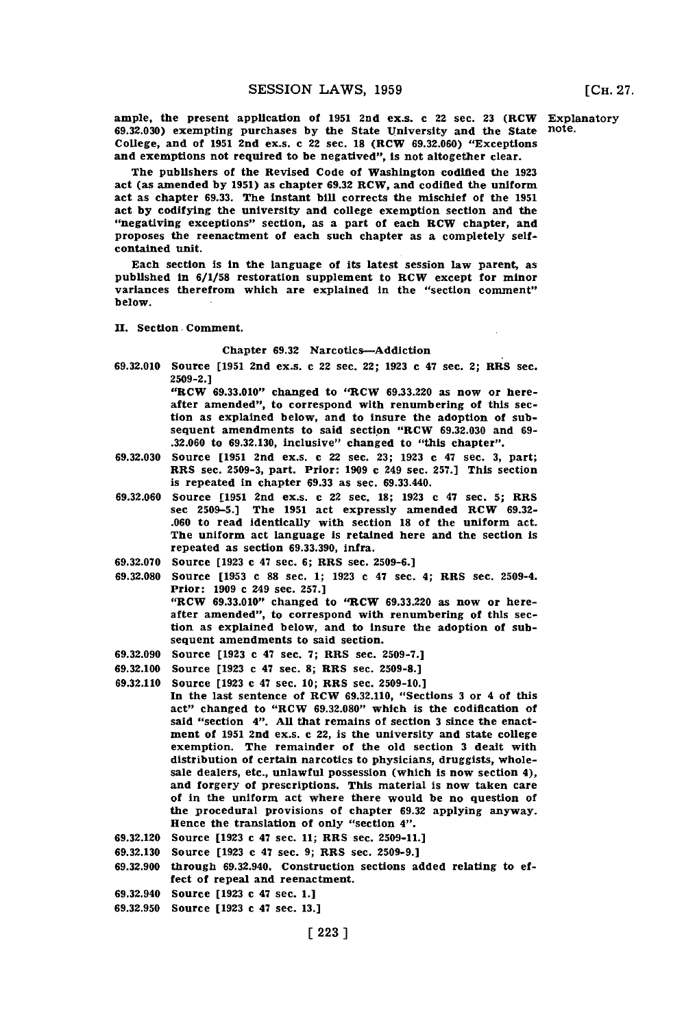ample, the present application of 1951 2nd ex.s. c 22 sec. 23 (RCW 69.32.030) exempting purchases by the State University and the State College, and of 1951 2nd ex.s. c 22 sec. 18 (RCW 69.32.060) "Exceptions and exemptions not required to be negatived", is not altogether clear.

Explanatory note.

The publishers of the Revised Code of Washington codified the 1923 act (as amended by 1951) as chapter 69.32 RCW, and codified the uniform act as chapter 69.33. The instant bill corrects the mischief of the 1951 act by codifying the university and college exemption section and the "negativing exceptions" section, as a part of each RCW chapter, and proposes the reenactment of each such chapter as a completely self-contained unit.

Each section is in the language of its latest session law parent, as published in 6/1/58 restoration supplement to RCW except for minor variances therefrom which are explained in the "section comment" below.

## II. Section Comment.

### Chapter 69.32 Narcotics—Addiction

69.32.010 Source [1951 2nd ex.s. c 22 sec. 22; 1923 c 47 sec. 2; RRS sec. 2509-2.]
"RCW 69.33.010" changed to "RCW 69.33.220 as now or hereafter amended", to correspond with renumbering of this section as explained below, and to insure the adoption of subsequent amendments to said section "RCW 69.32.030 and 69-.32.060 to 69.32.130, inclusive" changed to "this chapter".

69.32.030 Source [1951 2nd ex.s. c 22 sec. 23; 1923 c 47 sec. 3, part; RRS sec. 2509-3, part. Prior: 1909 c 249 sec. 257.] This section is repeated in chapter 69.33 as sec. 69.33.440.

69.32.060 Source [1951 2nd ex.s. c 22 sec. 18; 1923 c 47 sec. 5; RRS sec 2509-5.] The 1951 act expressly amended RCW 69.32-.060 to read identically with section 18 of the uniform act. The uniform act language is retained here and the section is repeated as section 69.33.390, infra.

69.32.070 Source [1923 c 47 sec. 6; RRS sec. 2509-6.]

69.32.080 Source [1953 c 88 sec. 1; 1923 c 47 sec. 4; RRS sec. 2509-4. Prior: 1909 c 249 sec. 257.]
"RCW 69.33.010" changed to "RCW 69.33.220 as now or hereafter amended", to correspond with renumbering of this section as explained below, and to insure the adoption of subsequent amendments to said section.

69.32.090 Source [1923 c 47 sec. 7; RRS sec. 2509-7.]

69.32.100 Source [1923 c 47 sec. 8; RRS sec. 2509-8.]

69.32.110 Source [1923 c 47 sec. 10; RRS sec. 2509-10.]
In the last sentence of RCW 69.32.110, "Sections 3 or 4 of this act" changed to "RCW 69.32.080" which is the codification of said "section 4". All that remains of section 3 since the enactment of 1951 2nd ex.s. c 22, is the university and state college exemption. The remainder of the old section 3 dealt with distribution of certain narcotics to physicians, druggists, wholesale dealers, etc., unlawful possession (which is now section 4), and forgery of prescriptions. This material is now taken care of in the uniform act where there would be no question of the procedural provisions of chapter 69.32 applying anyway. Hence the translation of only "section 4".

69.32.120 Source [1923 c 47 sec. 11; RRS sec. 2509-11.]

69.32.130 Source [1923 c 47 sec. 9; RRS sec. 2509-9.]

69.32.900 through 69.32.940. Construction sections added relating to effect of repeal and reenactment.

69.32.940 Source [1923 c 47 sec. 1.]

69.32.950 Source [1923 c 47 sec. 13.]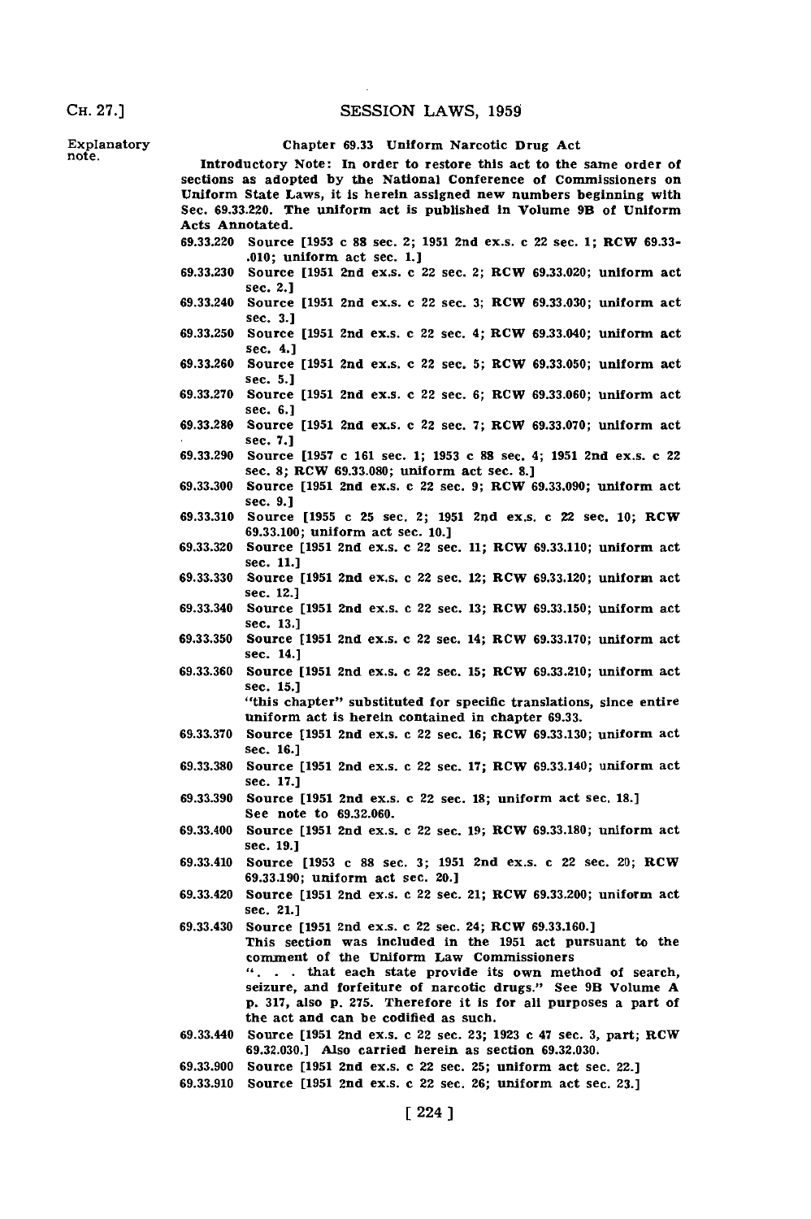Explanatory note.

## Chapter 69.33 Uniform Narcotic Drug Act

Introductory Note: In order to restore this act to the same order of sections as adopted by the National Conference of Commissioners on Uniform State Laws, it is herein assigned new numbers beginning with Sec. 69.33.220. The uniform act is published in Volume 9B of Uniform Acts Annotated.

69.33.220 Source [1953 c 88 sec. 2; 1951 2nd ex.s. c 22 sec. 1; RCW 69.33-.010; uniform act sec. 1.]

69.33.230 Source [1951 2nd ex.s. c 22 sec. 2; RCW 69.33.020; uniform act sec. 2.]

69.33.240 Source [1951 2nd ex.s. c 22 sec. 3; RCW 69.33.030; uniform act sec. 3.]

69.33.250 Source [1951 2nd ex.s. c 22 sec. 4; RCW 69.33.040; uniform act sec. 4.]

69.33.260 Source [1951 2nd ex.s. c 22 sec. 5; RCW 69.33.050; uniform act sec. 5.]

69.33.270 Source [1951 2nd ex.s. c 22 sec. 6; RCW 69.33.060; uniform act sec. 6.]

69.33.280 Source [1951 2nd ex.s. c 22 sec. 7; RCW 69.33.070; uniform act sec. 7.]

69.33.290 Source [1957 c 161 sec. 1; 1953 c 88 sec. 4; 1951 2nd ex.s. c 22 sec. 8; RCW 69.33.080; uniform act sec. 8.]

69.33.300 Source [1951 2nd ex.s. c 22 sec. 9; RCW 69.33.090; uniform act sec. 9.]

69.33.310 Source [1955 c 25 sec. 2; 1951 2nd ex.s. c 22 sec. 10; RCW 69.33.100; uniform act sec. 10.]

69.33.320 Source [1951 2nd ex.s. c 22 sec. 11; RCW 69.33.110; uniform act sec. 11.]

69.33.330 Source [1951 2nd ex.s. c 22 sec. 12; RCW 69.33.120; uniform act sec. 12.]

69.33.340 Source [1951 2nd ex.s. c 22 sec. 13; RCW 69.33.150; uniform act sec. 13.]

69.33.350 Source [1951 2nd ex.s. c 22 sec. 14; RCW 69.33.170; uniform act sec. 14.]

69.33.360 Source [1951 2nd ex.s. c 22 sec. 15; RCW 69.33.210; uniform act sec. 15.]
"this chapter" substituted for specific translations, since entire uniform act is herein contained in chapter 69.33.

69.33.370 Source [1951 2nd ex.s. c 22 sec. 16; RCW 69.33.130; uniform act sec. 16.]

69.33.380 Source [1951 2nd ex.s. c 22 sec. 17; RCW 69.33.140; uniform act sec. 17.]

69.33.390 Source [1951 2nd ex.s. c 22 sec. 18; uniform act sec. 18.]
See note to 69.32.060.

69.33.400 Source [1951 2nd ex.s. c 22 sec. 19; RCW 69.33.180; uniform act sec. 19.]

69.33.410 Source [1953 c 88 sec. 3; 1951 2nd ex.s. c 22 sec. 20; RCW 69.33.190; uniform act sec. 20.]

69.33.420 Source [1951 2nd ex.s. c 22 sec. 21; RCW 69.33.200; uniform act sec. 21.]

69.33.430 Source [1951 2nd ex.s. c 22 sec. 24; RCW 69.33.160.]
This section was included in the 1951 act pursuant to the comment of the Uniform Law Commissioners
". . . that each state provide its own method of search, seizure, and forfeiture of narcotic drugs." See 9B Volume A p. 317, also p. 275. Therefore it is for all purposes a part of the act and can be codified as such.

69.33.440 Source [1951 2nd ex.s. c 22 sec. 23; 1923 c 47 sec. 3, part; RCW 69.32.030.] Also carried herein as section 69.32.030.

69.33.900 Source [1951 2nd ex.s. c 22 sec. 25; uniform act sec. 22.]

69.33.910 Source [1951 2nd ex.s. c 22 sec. 26; uniform act sec. 23.]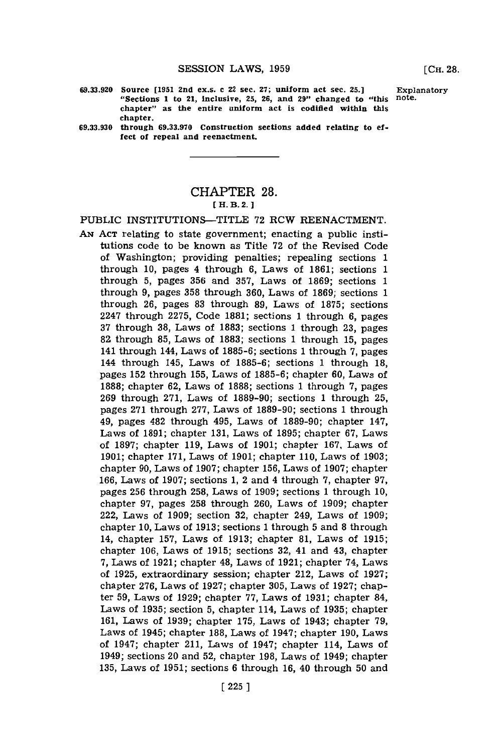69.33.920 Source [1951 2nd ex.s. c 22 sec. 27; uniform act sec. 25.] "Sections 1 to 21, inclusive, 25, 26, and 29" changed to "this chapter" as the entire uniform act is codified within this chapter.

Explanatory note.

69.33.930 through 69.33.970 Construction sections added relating to effect of repeal and reenactment.

---

# CHAPTER 28.

[H. B. 2.]

## PUBLIC INSTITUTIONS—TITLE 72 RCW REENACTMENT.

AN ACT relating to state government; enacting a public institutions code to be known as Title 72 of the Revised Code of Washington; providing penalties; repealing sections 1 through 10, pages 4 through 6, Laws of 1861; sections 1 through 5, pages 356 and 357, Laws of 1869; sections 1 through 9, pages 358 through 360, Laws of 1869; sections 1 through 26, pages 83 through 89, Laws of 1875; sections 2247 through 2275, Code 1881; sections 1 through 6, pages 37 through 38, Laws of 1883; sections 1 through 23, pages 82 through 85, Laws of 1883; sections 1 through 15, pages 141 through 144, Laws of 1885-6; sections 1 through 7, pages 144 through 145, Laws of 1885-6; sections 1 through 18, pages 152 through 155, Laws of 1885-6; chapter 60, Laws of 1888; chapter 62, Laws of 1888; sections 1 through 7, pages 269 through 271, Laws of 1889-90; sections 1 through 25, pages 271 through 277, Laws of 1889-90; sections 1 through 49, pages 482 through 495, Laws of 1889-90; chapter 147, Laws of 1891; chapter 131, Laws of 1895; chapter 67, Laws of 1897; chapter 119, Laws of 1901; chapter 167, Laws of 1901; chapter 171, Laws of 1901; chapter 110, Laws of 1903; chapter 90, Laws of 1907; chapter 156, Laws of 1907; chapter 166, Laws of 1907; sections 1, 2 and 4 through 7, chapter 97, pages 256 through 258, Laws of 1909; sections 1 through 10, chapter 97, pages 258 through 260, Laws of 1909; chapter 222, Laws of 1909; section 32, chapter 249, Laws of 1909; chapter 10, Laws of 1913; sections 1 through 5 and 8 through 14, chapter 157, Laws of 1913; chapter 81, Laws of 1915; chapter 106, Laws of 1915; sections 32, 41 and 43, chapter 7, Laws of 1921; chapter 48, Laws of 1921; chapter 74, Laws of 1925, extraordinary session; chapter 212, Laws of 1927; chapter 276, Laws of 1927; chapter 305, Laws of 1927; chapter 59, Laws of 1929; chapter 77, Laws of 1931; chapter 84, Laws of 1935; section 5, chapter 114, Laws of 1935; chapter 161, Laws of 1939; chapter 175, Laws of 1943; chapter 79, Laws of 1945; chapter 188, Laws of 1947; chapter 190, Laws of 1947; chapter 211, Laws of 1947; chapter 114, Laws of 1949; sections 20 and 52, chapter 198, Laws of 1949; chapter 135, Laws of 1951; sections 6 through 16, 40 through 50 and